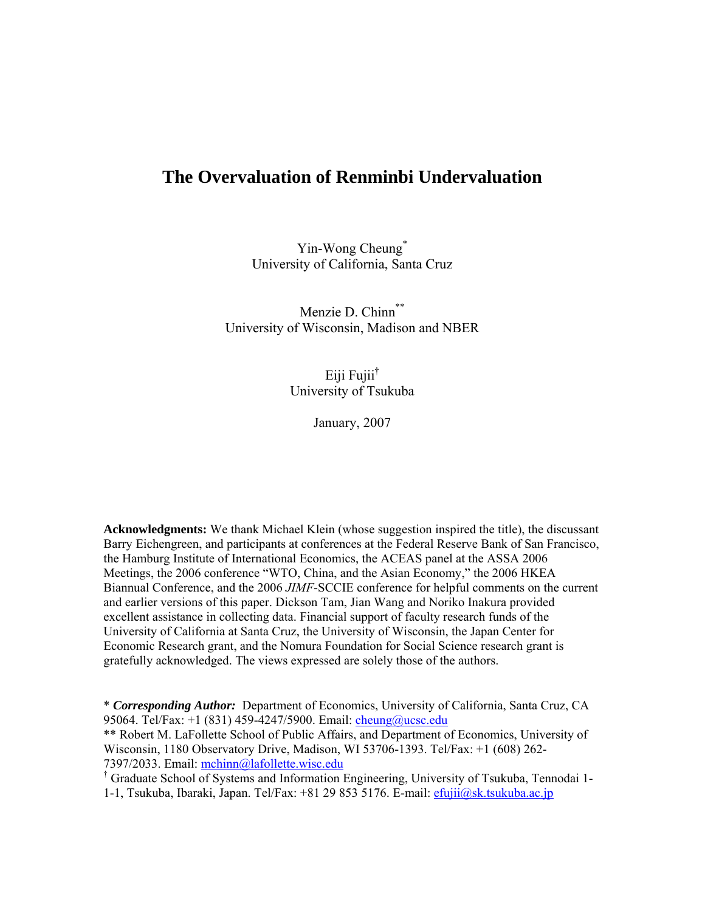# The Overvaluation of Renminbi Undervaluation

Yin-Wong Cheung*
University of California, Santa Cruz

Menzie D. Chinn**
University of Wisconsin, Madison and NBER

Eiji Fujii†
University of Tsukuba

January, 2007

**Acknowledgments:** We thank Michael Klein (whose suggestion inspired the title), the discussant Barry Eichengreen, and participants at conferences at the Federal Reserve Bank of San Francisco, the Hamburg Institute of International Economics, the ACEAS panel at the ASSA 2006 Meetings, the 2006 conference "WTO, China, and the Asian Economy," the 2006 HKEA Biannual Conference, and the 2006 *JIMF*-SCCIE conference for helpful comments on the current and earlier versions of this paper. Dickson Tam, Jian Wang and Noriko Inakura provided excellent assistance in collecting data. Financial support of faculty research funds of the University of California at Santa Cruz, the University of Wisconsin, the Japan Center for Economic Research grant, and the Nomura Foundation for Social Science research grant is gratefully acknowledged. The views expressed are solely those of the authors.

\* ***Corresponding Author:*** Department of Economics, University of California, Santa Cruz, CA 95064. Tel/Fax: +1 (831) 459-4247/5900. Email: cheung@ucsc.edu

\*\* Robert M. LaFollette School of Public Affairs, and Department of Economics, University of Wisconsin, 1180 Observatory Drive, Madison, WI 53706-1393. Tel/Fax: +1 (608) 262-7397/2033. Email: mchinn@lafollette.wisc.edu

† Graduate School of Systems and Information Engineering, University of Tsukuba, Tennodai 1-1-1, Tsukuba, Ibaraki, Japan. Tel/Fax: +81 29 853 5176. E-mail: efujii@sk.tsukuba.ac.jp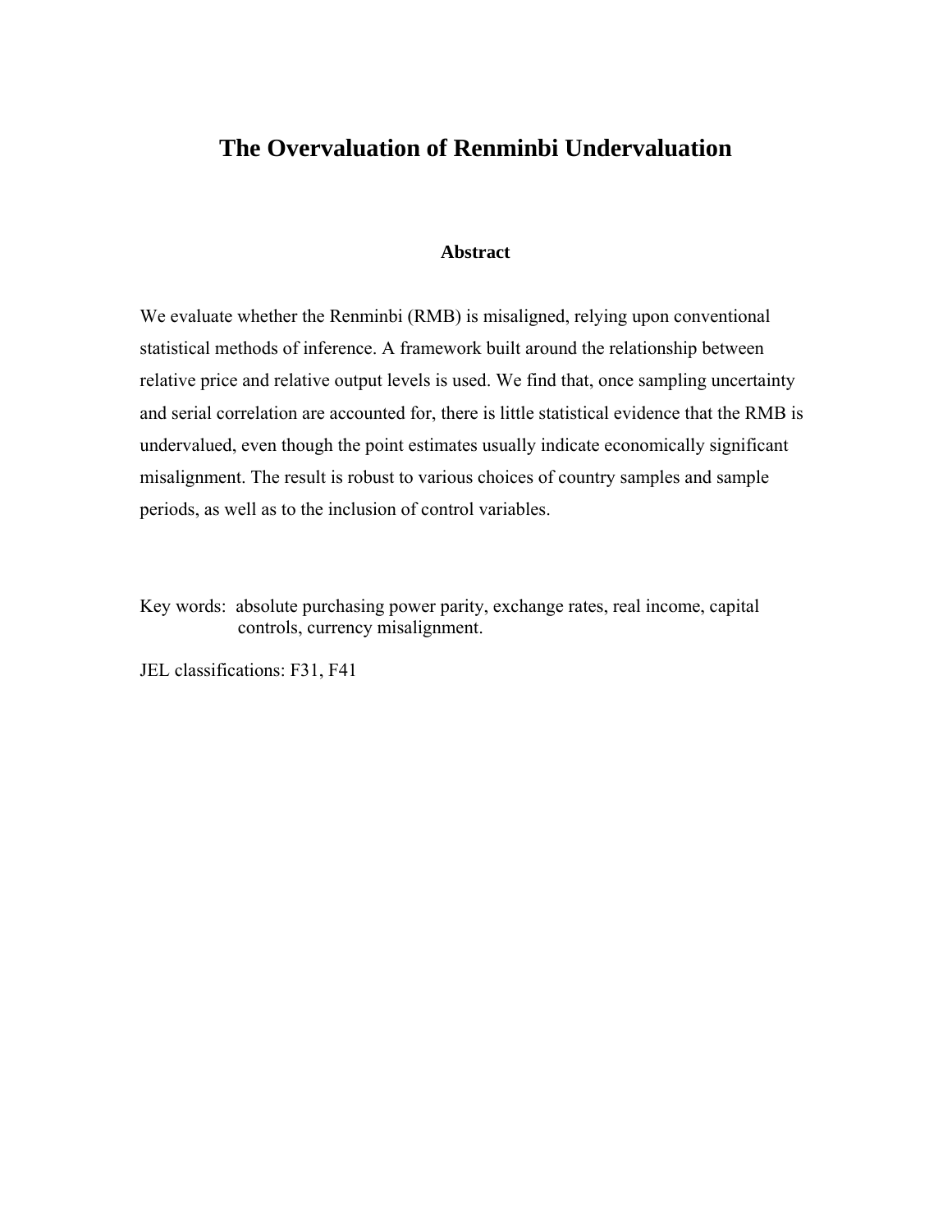# The Overvaluation of Renminbi Undervaluation

## Abstract

We evaluate whether the Renminbi (RMB) is misaligned, relying upon conventional statistical methods of inference. A framework built around the relationship between relative price and relative output levels is used. We find that, once sampling uncertainty and serial correlation are accounted for, there is little statistical evidence that the RMB is undervalued, even though the point estimates usually indicate economically significant misalignment. The result is robust to various choices of country samples and sample periods, as well as to the inclusion of control variables.

Key words: absolute purchasing power parity, exchange rates, real income, capital controls, currency misalignment.

JEL classifications: F31, F41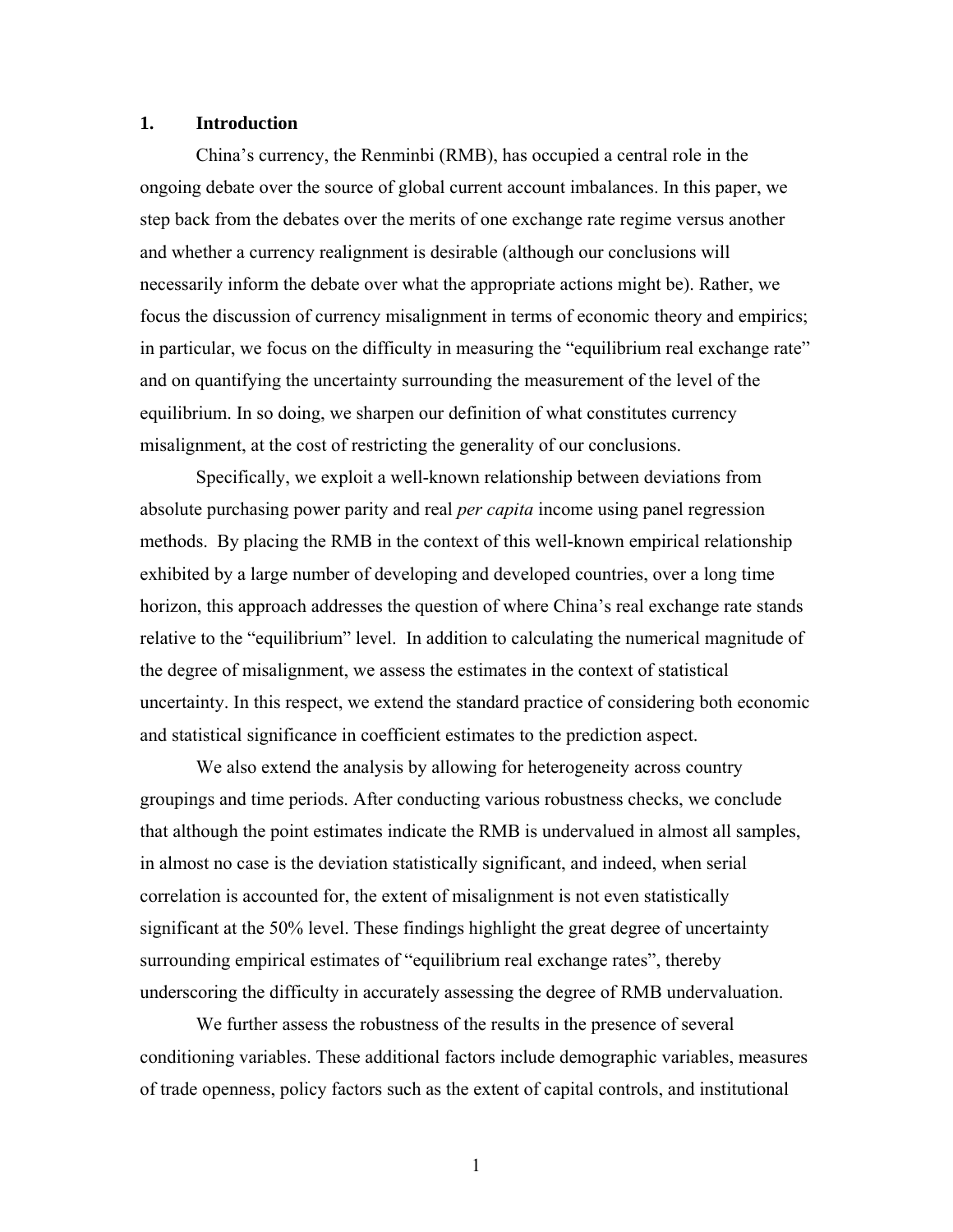## 1. Introduction

China's currency, the Renminbi (RMB), has occupied a central role in the ongoing debate over the source of global current account imbalances. In this paper, we step back from the debates over the merits of one exchange rate regime versus another and whether a currency realignment is desirable (although our conclusions will necessarily inform the debate over what the appropriate actions might be). Rather, we focus the discussion of currency misalignment in terms of economic theory and empirics; in particular, we focus on the difficulty in measuring the "equilibrium real exchange rate" and on quantifying the uncertainty surrounding the measurement of the level of the equilibrium. In so doing, we sharpen our definition of what constitutes currency misalignment, at the cost of restricting the generality of our conclusions.

Specifically, we exploit a well-known relationship between deviations from absolute purchasing power parity and real *per capita* income using panel regression methods. By placing the RMB in the context of this well-known empirical relationship exhibited by a large number of developing and developed countries, over a long time horizon, this approach addresses the question of where China's real exchange rate stands relative to the "equilibrium" level. In addition to calculating the numerical magnitude of the degree of misalignment, we assess the estimates in the context of statistical uncertainty. In this respect, we extend the standard practice of considering both economic and statistical significance in coefficient estimates to the prediction aspect.

We also extend the analysis by allowing for heterogeneity across country groupings and time periods. After conducting various robustness checks, we conclude that although the point estimates indicate the RMB is undervalued in almost all samples, in almost no case is the deviation statistically significant, and indeed, when serial correlation is accounted for, the extent of misalignment is not even statistically significant at the 50% level. These findings highlight the great degree of uncertainty surrounding empirical estimates of "equilibrium real exchange rates", thereby underscoring the difficulty in accurately assessing the degree of RMB undervaluation.

We further assess the robustness of the results in the presence of several conditioning variables. These additional factors include demographic variables, measures of trade openness, policy factors such as the extent of capital controls, and institutional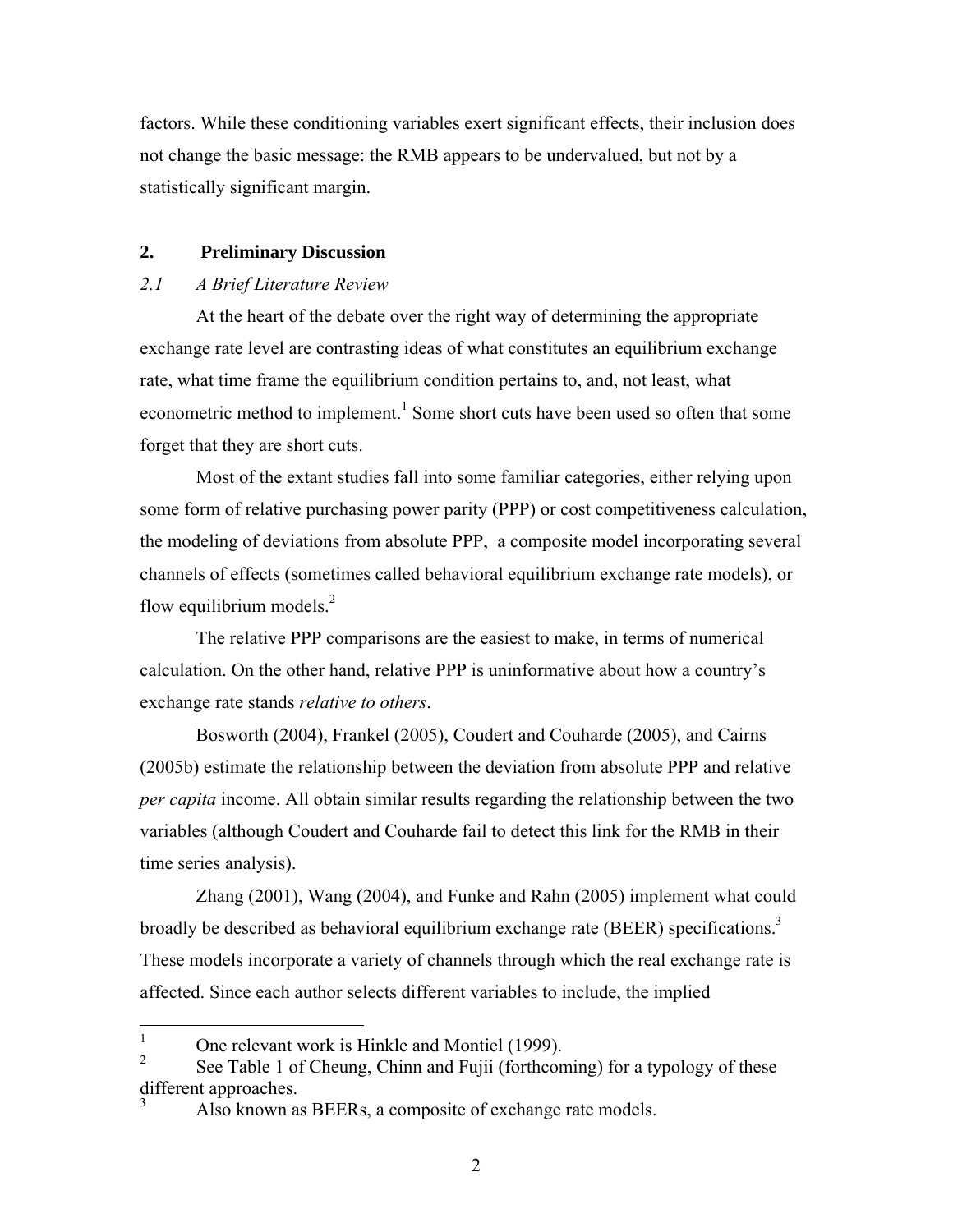factors. While these conditioning variables exert significant effects, their inclusion does not change the basic message: the RMB appears to be undervalued, but not by a statistically significant margin.

## 2. Preliminary Discussion

### *2.1 A Brief Literature Review*

At the heart of the debate over the right way of determining the appropriate exchange rate level are contrasting ideas of what constitutes an equilibrium exchange rate, what time frame the equilibrium condition pertains to, and, not least, what econometric method to implement.[1] Some short cuts have been used so often that some forget that they are short cuts.

Most of the extant studies fall into some familiar categories, either relying upon some form of relative purchasing power parity (PPP) or cost competitiveness calculation, the modeling of deviations from absolute PPP, a composite model incorporating several channels of effects (sometimes called behavioral equilibrium exchange rate models), or flow equilibrium models.[2]

The relative PPP comparisons are the easiest to make, in terms of numerical calculation. On the other hand, relative PPP is uninformative about how a country's exchange rate stands *relative to others*.

Bosworth (2004), Frankel (2005), Coudert and Couharde (2005), and Cairns (2005b) estimate the relationship between the deviation from absolute PPP and relative *per capita* income. All obtain similar results regarding the relationship between the two variables (although Coudert and Couharde fail to detect this link for the RMB in their time series analysis).

Zhang (2001), Wang (2004), and Funke and Rahn (2005) implement what could broadly be described as behavioral equilibrium exchange rate (BEER) specifications.[3] These models incorporate a variety of channels through which the real exchange rate is affected. Since each author selects different variables to include, the implied

---

[1] One relevant work is Hinkle and Montiel (1999).

[2] See Table 1 of Cheung, Chinn and Fujii (forthcoming) for a typology of these different approaches.

[3] Also known as BEERs, a composite of exchange rate models.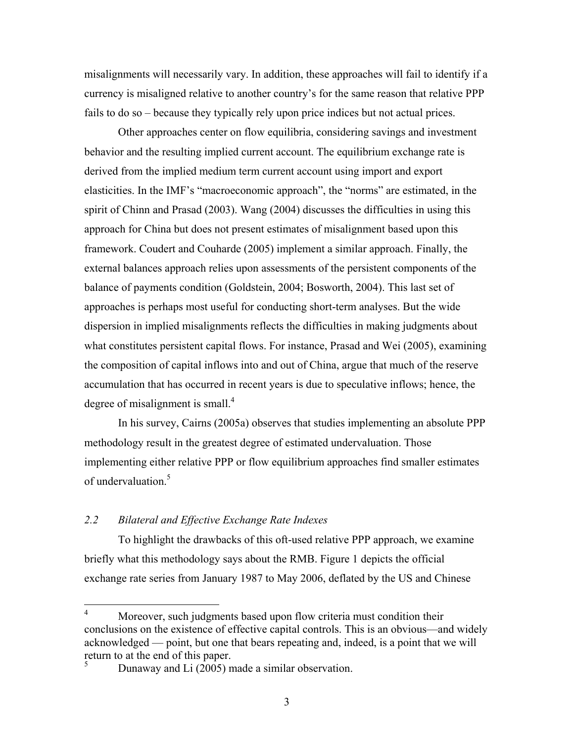misalignments will necessarily vary. In addition, these approaches will fail to identify if a currency is misaligned relative to another country's for the same reason that relative PPP fails to do so – because they typically rely upon price indices but not actual prices.

Other approaches center on flow equilibria, considering savings and investment behavior and the resulting implied current account. The equilibrium exchange rate is derived from the implied medium term current account using import and export elasticities. In the IMF's "macroeconomic approach", the "norms" are estimated, in the spirit of Chinn and Prasad (2003). Wang (2004) discusses the difficulties in using this approach for China but does not present estimates of misalignment based upon this framework. Coudert and Couharde (2005) implement a similar approach. Finally, the external balances approach relies upon assessments of the persistent components of the balance of payments condition (Goldstein, 2004; Bosworth, 2004). This last set of approaches is perhaps most useful for conducting short-term analyses. But the wide dispersion in implied misalignments reflects the difficulties in making judgments about what constitutes persistent capital flows. For instance, Prasad and Wei (2005), examining the composition of capital inflows into and out of China, argue that much of the reserve accumulation that has occurred in recent years is due to speculative inflows; hence, the degree of misalignment is small.[4]

In his survey, Cairns (2005a) observes that studies implementing an absolute PPP methodology result in the greatest degree of estimated undervaluation. Those implementing either relative PPP or flow equilibrium approaches find smaller estimates of undervaluation.[5]

### *2.2 Bilateral and Effective Exchange Rate Indexes*

To highlight the drawbacks of this oft-used relative PPP approach, we examine briefly what this methodology says about the RMB. Figure 1 depicts the official exchange rate series from January 1987 to May 2006, deflated by the US and Chinese

---

[4] Moreover, such judgments based upon flow criteria must condition their conclusions on the existence of effective capital controls. This is an obvious—and widely acknowledged — point, but one that bears repeating and, indeed, is a point that we will return to at the end of this paper.

[5] Dunaway and Li (2005) made a similar observation.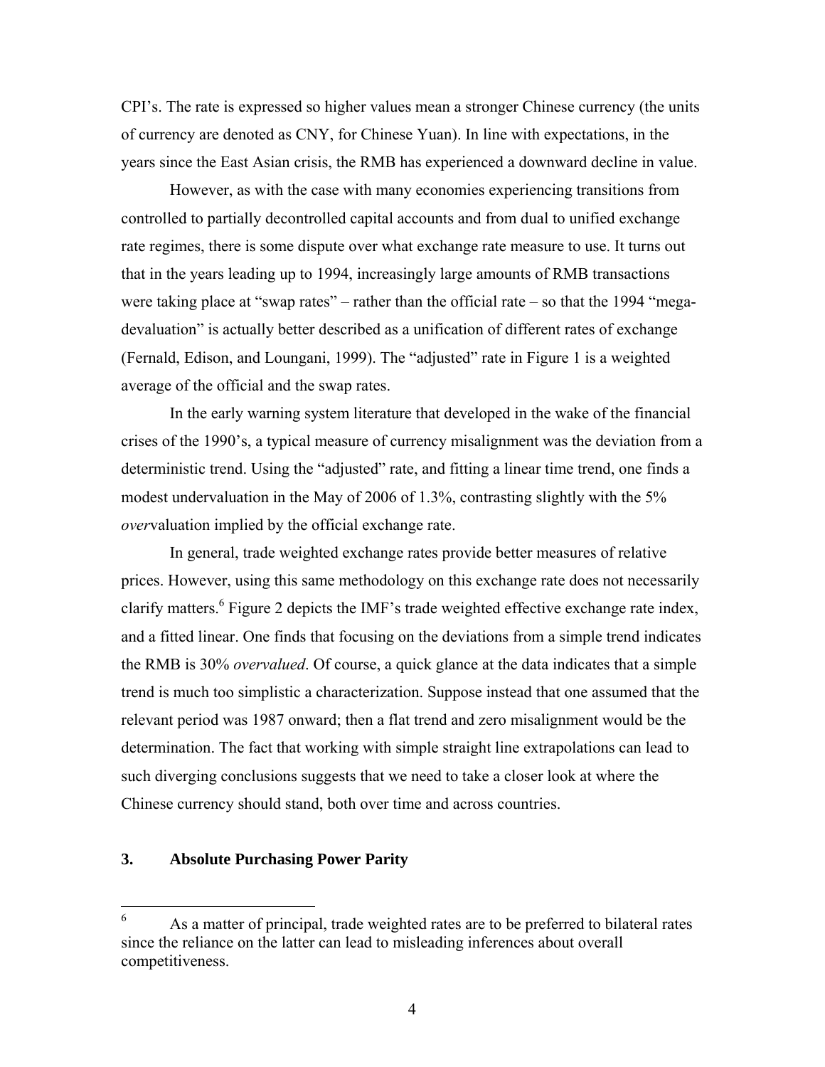CPI's. The rate is expressed so higher values mean a stronger Chinese currency (the units of currency are denoted as CNY, for Chinese Yuan). In line with expectations, in the years since the East Asian crisis, the RMB has experienced a downward decline in value.

However, as with the case with many economies experiencing transitions from controlled to partially decontrolled capital accounts and from dual to unified exchange rate regimes, there is some dispute over what exchange rate measure to use. It turns out that in the years leading up to 1994, increasingly large amounts of RMB transactions were taking place at "swap rates" – rather than the official rate – so that the 1994 "mega-devaluation" is actually better described as a unification of different rates of exchange (Fernald, Edison, and Loungani, 1999). The "adjusted" rate in Figure 1 is a weighted average of the official and the swap rates.

In the early warning system literature that developed in the wake of the financial crises of the 1990's, a typical measure of currency misalignment was the deviation from a deterministic trend. Using the "adjusted" rate, and fitting a linear time trend, one finds a modest undervaluation in the May of 2006 of 1.3%, contrasting slightly with the 5% *over*valuation implied by the official exchange rate.

In general, trade weighted exchange rates provide better measures of relative prices. However, using this same methodology on this exchange rate does not necessarily clarify matters.[6] Figure 2 depicts the IMF's trade weighted effective exchange rate index, and a fitted linear. One finds that focusing on the deviations from a simple trend indicates the RMB is 30% *overvalued*. Of course, a quick glance at the data indicates that a simple trend is much too simplistic a characterization. Suppose instead that one assumed that the relevant period was 1987 onward; then a flat trend and zero misalignment would be the determination. The fact that working with simple straight line extrapolations can lead to such diverging conclusions suggests that we need to take a closer look at where the Chinese currency should stand, both over time and across countries.

## 3. Absolute Purchasing Power Parity

---

[6] As a matter of principal, trade weighted rates are to be preferred to bilateral rates since the reliance on the latter can lead to misleading inferences about overall competitiveness.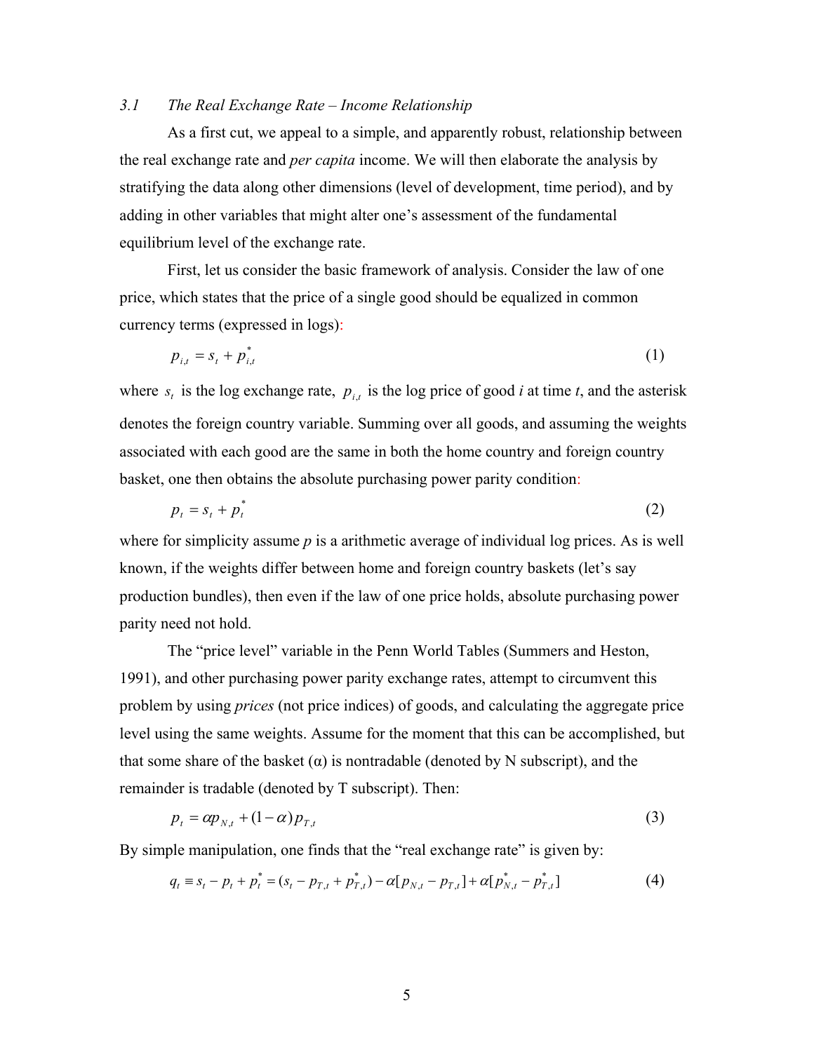### *3.1 The Real Exchange Rate – Income Relationship*

As a first cut, we appeal to a simple, and apparently robust, relationship between the real exchange rate and *per capita* income. We will then elaborate the analysis by stratifying the data along other dimensions (level of development, time period), and by adding in other variables that might alter one's assessment of the fundamental equilibrium level of the exchange rate.

First, let us consider the basic framework of analysis. Consider the law of one price, which states that the price of a single good should be equalized in common currency terms (expressed in logs):

$$p_{i,t} = s_t + p_{i,t}^* \tag{1}$$

where $s_t$ is the log exchange rate, $p_{i,t}$ is the log price of good *i* at time *t*, and the asterisk denotes the foreign country variable. Summing over all goods, and assuming the weights associated with each good are the same in both the home country and foreign country basket, one then obtains the absolute purchasing power parity condition:

$$p_t = s_t + p_t^* \tag{2}$$

where for simplicity assume *p* is a arithmetic average of individual log prices. As is well known, if the weights differ between home and foreign country baskets (let's say production bundles), then even if the law of one price holds, absolute purchasing power parity need not hold.

The "price level" variable in the Penn World Tables (Summers and Heston, 1991), and other purchasing power parity exchange rates, attempt to circumvent this problem by using *prices* (not price indices) of goods, and calculating the aggregate price level using the same weights. Assume for the moment that this can be accomplished, but that some share of the basket ($\alpha$) is nontradable (denoted by N subscript), and the remainder is tradable (denoted by T subscript). Then:

$$p_t = \alpha p_{N,t} + (1-\alpha) p_{T,t} \tag{3}$$

By simple manipulation, one finds that the "real exchange rate" is given by:

$$q_t \equiv s_t - p_t + p_t^* = (s_t - p_{T,t} + p_{T,t}^*) - \alpha[p_{N,t} - p_{T,t}] + \alpha[p_{N,t}^* - p_{T,t}^*] \tag{4}$$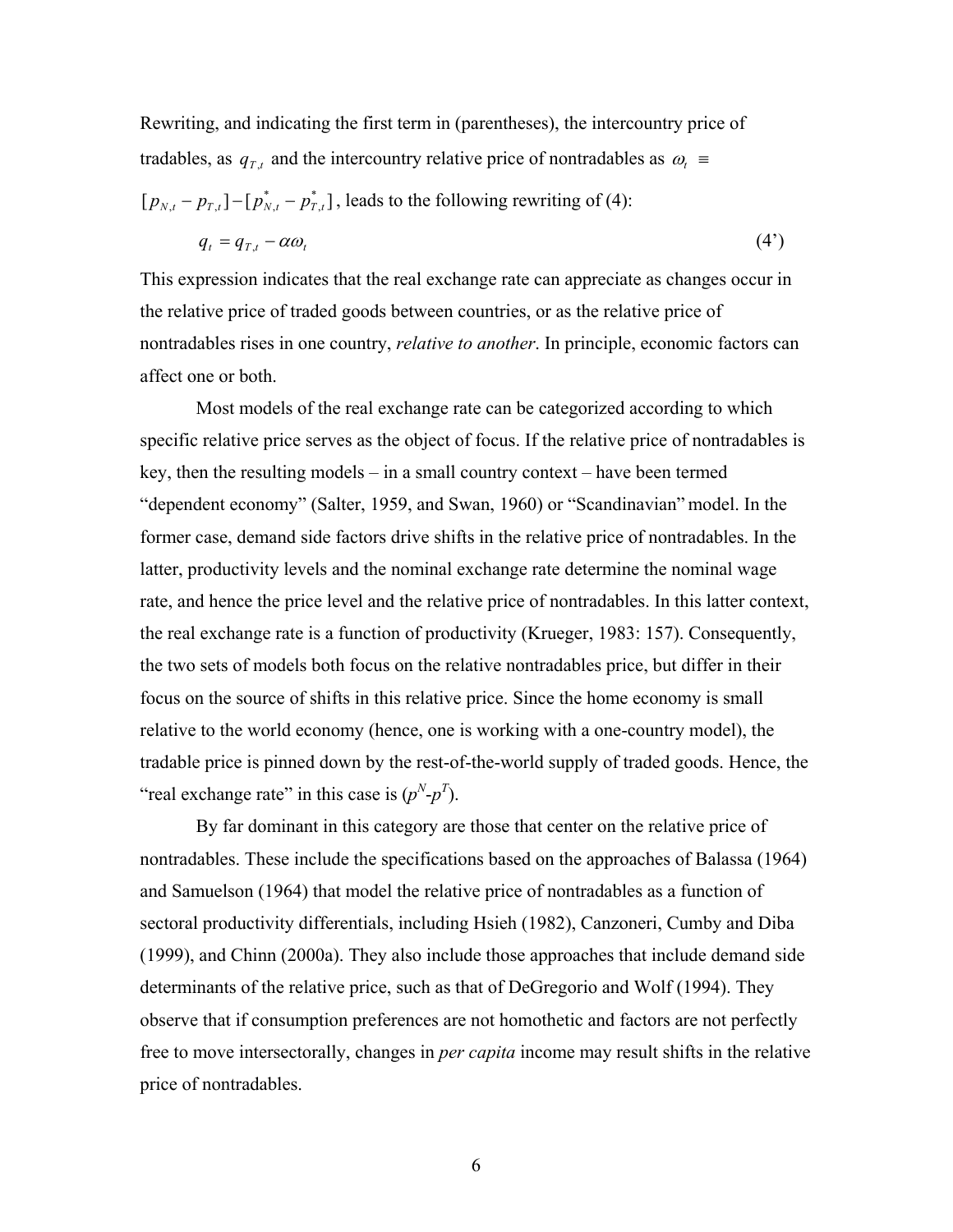Rewriting, and indicating the first term in (parentheses), the intercountry price of tradables, as $q_{T,t}$ and the intercountry relative price of nontradables as $\omega_t \equiv [p_{N,t} - p_{T,t}] - [p^*_{N,t} - p^*_{T,t}]$, leads to the following rewriting of (4):

$$q_t = q_{T,t} - \alpha\omega_t \tag{4'}$$

This expression indicates that the real exchange rate can appreciate as changes occur in the relative price of traded goods between countries, or as the relative price of nontradables rises in one country, *relative to another*. In principle, economic factors can affect one or both.

Most models of the real exchange rate can be categorized according to which specific relative price serves as the object of focus. If the relative price of nontradables is key, then the resulting models – in a small country context – have been termed "dependent economy" (Salter, 1959, and Swan, 1960) or "Scandinavian" model. In the former case, demand side factors drive shifts in the relative price of nontradables. In the latter, productivity levels and the nominal exchange rate determine the nominal wage rate, and hence the price level and the relative price of nontradables. In this latter context, the real exchange rate is a function of productivity (Krueger, 1983: 157). Consequently, the two sets of models both focus on the relative nontradables price, but differ in their focus on the source of shifts in this relative price. Since the home economy is small relative to the world economy (hence, one is working with a one-country model), the tradable price is pinned down by the rest-of-the-world supply of traded goods. Hence, the "real exchange rate" in this case is ($p^N$-$p^T$).

By far dominant in this category are those that center on the relative price of nontradables. These include the specifications based on the approaches of Balassa (1964) and Samuelson (1964) that model the relative price of nontradables as a function of sectoral productivity differentials, including Hsieh (1982), Canzoneri, Cumby and Diba (1999), and Chinn (2000a). They also include those approaches that include demand side determinants of the relative price, such as that of DeGregorio and Wolf (1994). They observe that if consumption preferences are not homothetic and factors are not perfectly free to move intersectorally, changes in *per capita* income may result shifts in the relative price of nontradables.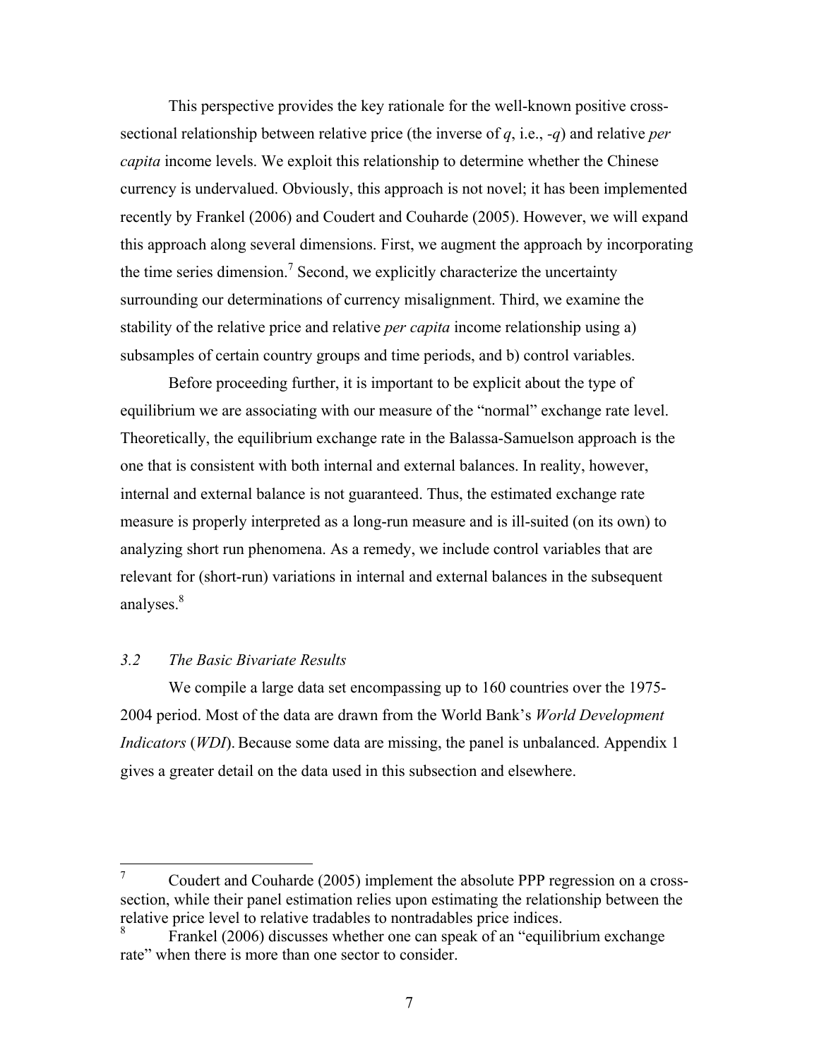This perspective provides the key rationale for the well-known positive cross-sectional relationship between relative price (the inverse of $q$, i.e., $-q$) and relative *per capita* income levels. We exploit this relationship to determine whether the Chinese currency is undervalued. Obviously, this approach is not novel; it has been implemented recently by Frankel (2006) and Coudert and Couharde (2005). However, we will expand this approach along several dimensions. First, we augment the approach by incorporating the time series dimension.[7] Second, we explicitly characterize the uncertainty surrounding our determinations of currency misalignment. Third, we examine the stability of the relative price and relative *per capita* income relationship using a) subsamples of certain country groups and time periods, and b) control variables.

Before proceeding further, it is important to be explicit about the type of equilibrium we are associating with our measure of the "normal" exchange rate level. Theoretically, the equilibrium exchange rate in the Balassa-Samuelson approach is the one that is consistent with both internal and external balances. In reality, however, internal and external balance is not guaranteed. Thus, the estimated exchange rate measure is properly interpreted as a long-run measure and is ill-suited (on its own) to analyzing short run phenomena. As a remedy, we include control variables that are relevant for (short-run) variations in internal and external balances in the subsequent analyses.[8]

### *3.2 The Basic Bivariate Results*

We compile a large data set encompassing up to 160 countries over the 1975-2004 period. Most of the data are drawn from the World Bank's *World Development Indicators* (*WDI*). Because some data are missing, the panel is unbalanced. Appendix 1 gives a greater detail on the data used in this subsection and elsewhere.

---

[7] Coudert and Couharde (2005) implement the absolute PPP regression on a cross-section, while their panel estimation relies upon estimating the relationship between the relative price level to relative tradables to nontradables price indices.

[8] Frankel (2006) discusses whether one can speak of an "equilibrium exchange rate" when there is more than one sector to consider.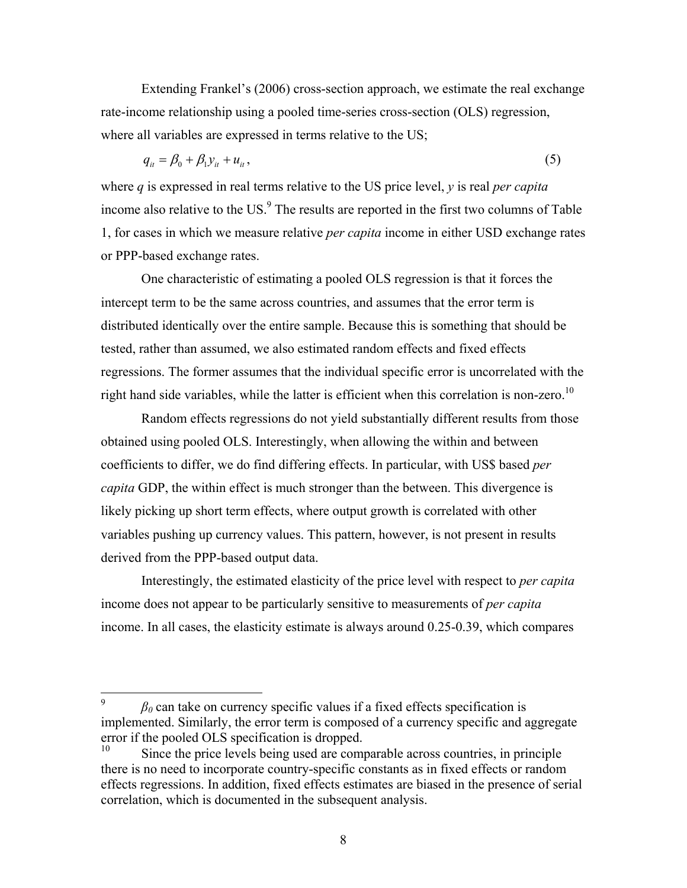Extending Frankel's (2006) cross-section approach, we estimate the real exchange rate-income relationship using a pooled time-series cross-section (OLS) regression, where all variables are expressed in terms relative to the US;

$$q_{it} = \beta_0 + \beta_1 y_{it} + u_{it}, \tag{5}$$

where $q$ is expressed in real terms relative to the US price level, $y$ is real *per capita* income also relative to the US.[9] The results are reported in the first two columns of Table 1, for cases in which we measure relative *per capita* income in either USD exchange rates or PPP-based exchange rates.

One characteristic of estimating a pooled OLS regression is that it forces the intercept term to be the same across countries, and assumes that the error term is distributed identically over the entire sample. Because this is something that should be tested, rather than assumed, we also estimated random effects and fixed effects regressions. The former assumes that the individual specific error is uncorrelated with the right hand side variables, while the latter is efficient when this correlation is non-zero.[10]

Random effects regressions do not yield substantially different results from those obtained using pooled OLS. Interestingly, when allowing the within and between coefficients to differ, we do find differing effects. In particular, with US$ based *per capita* GDP, the within effect is much stronger than the between. This divergence is likely picking up short term effects, where output growth is correlated with other variables pushing up currency values. This pattern, however, is not present in results derived from the PPP-based output data.

Interestingly, the estimated elasticity of the price level with respect to *per capita* income does not appear to be particularly sensitive to measurements of *per capita* income. In all cases, the elasticity estimate is always around 0.25-0.39, which compares

---

[9] $\beta_0$ can take on currency specific values if a fixed effects specification is implemented. Similarly, the error term is composed of a currency specific and aggregate error if the pooled OLS specification is dropped.

[10] Since the price levels being used are comparable across countries, in principle there is no need to incorporate country-specific constants as in fixed effects or random effects regressions. In addition, fixed effects estimates are biased in the presence of serial correlation, which is documented in the subsequent analysis.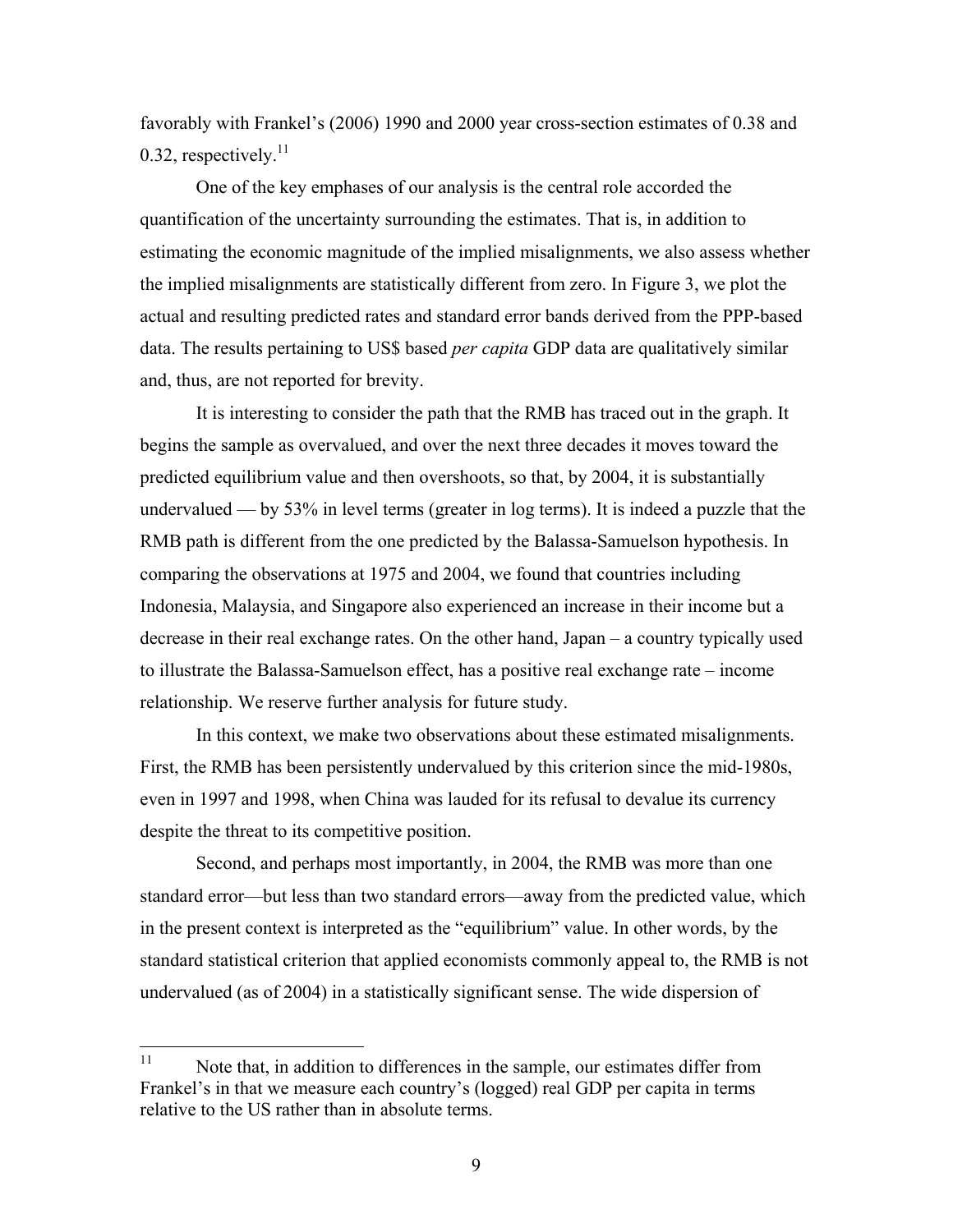favorably with Frankel's (2006) 1990 and 2000 year cross-section estimates of 0.38 and 0.32, respectively.[11]

One of the key emphases of our analysis is the central role accorded the quantification of the uncertainty surrounding the estimates. That is, in addition to estimating the economic magnitude of the implied misalignments, we also assess whether the implied misalignments are statistically different from zero. In Figure 3, we plot the actual and resulting predicted rates and standard error bands derived from the PPP-based data. The results pertaining to US$ based *per capita* GDP data are qualitatively similar and, thus, are not reported for brevity.

It is interesting to consider the path that the RMB has traced out in the graph. It begins the sample as overvalued, and over the next three decades it moves toward the predicted equilibrium value and then overshoots, so that, by 2004, it is substantially undervalued — by 53% in level terms (greater in log terms). It is indeed a puzzle that the RMB path is different from the one predicted by the Balassa-Samuelson hypothesis. In comparing the observations at 1975 and 2004, we found that countries including Indonesia, Malaysia, and Singapore also experienced an increase in their income but a decrease in their real exchange rates. On the other hand, Japan – a country typically used to illustrate the Balassa-Samuelson effect, has a positive real exchange rate – income relationship. We reserve further analysis for future study.

In this context, we make two observations about these estimated misalignments. First, the RMB has been persistently undervalued by this criterion since the mid-1980s, even in 1997 and 1998, when China was lauded for its refusal to devalue its currency despite the threat to its competitive position.

Second, and perhaps most importantly, in 2004, the RMB was more than one standard error—but less than two standard errors—away from the predicted value, which in the present context is interpreted as the "equilibrium" value. In other words, by the standard statistical criterion that applied economists commonly appeal to, the RMB is not undervalued (as of 2004) in a statistically significant sense. The wide dispersion of

[11] Note that, in addition to differences in the sample, our estimates differ from Frankel's in that we measure each country's (logged) real GDP per capita in terms relative to the US rather than in absolute terms.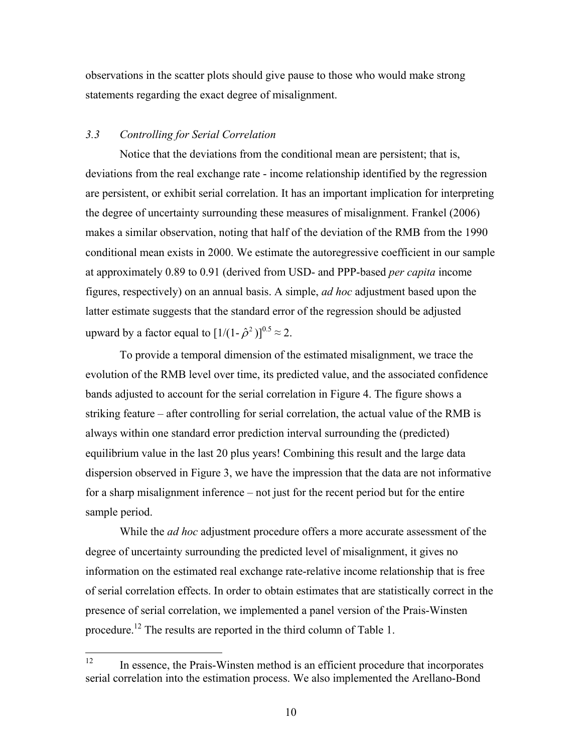observations in the scatter plots should give pause to those who would make strong statements regarding the exact degree of misalignment.

### *3.3 Controlling for Serial Correlation*

Notice that the deviations from the conditional mean are persistent; that is, deviations from the real exchange rate - income relationship identified by the regression are persistent, or exhibit serial correlation. It has an important implication for interpreting the degree of uncertainty surrounding these measures of misalignment. Frankel (2006) makes a similar observation, noting that half of the deviation of the RMB from the 1990 conditional mean exists in 2000. We estimate the autoregressive coefficient in our sample at approximately 0.89 to 0.91 (derived from USD- and PPP-based *per capita* income figures, respectively) on an annual basis. A simple, *ad hoc* adjustment based upon the latter estimate suggests that the standard error of the regression should be adjusted upward by a factor equal to $[1/(1-\hat{\rho}^2)]^{0.5} \approx 2$.

To provide a temporal dimension of the estimated misalignment, we trace the evolution of the RMB level over time, its predicted value, and the associated confidence bands adjusted to account for the serial correlation in Figure 4. The figure shows a striking feature – after controlling for serial correlation, the actual value of the RMB is always within one standard error prediction interval surrounding the (predicted) equilibrium value in the last 20 plus years! Combining this result and the large data dispersion observed in Figure 3, we have the impression that the data are not informative for a sharp misalignment inference – not just for the recent period but for the entire sample period.

While the *ad hoc* adjustment procedure offers a more accurate assessment of the degree of uncertainty surrounding the predicted level of misalignment, it gives no information on the estimated real exchange rate-relative income relationship that is free of serial correlation effects. In order to obtain estimates that are statistically correct in the presence of serial correlation, we implemented a panel version of the Prais-Winsten procedure.[12] The results are reported in the third column of Table 1.

---

[12] In essence, the Prais-Winsten method is an efficient procedure that incorporates serial correlation into the estimation process. We also implemented the Arellano-Bond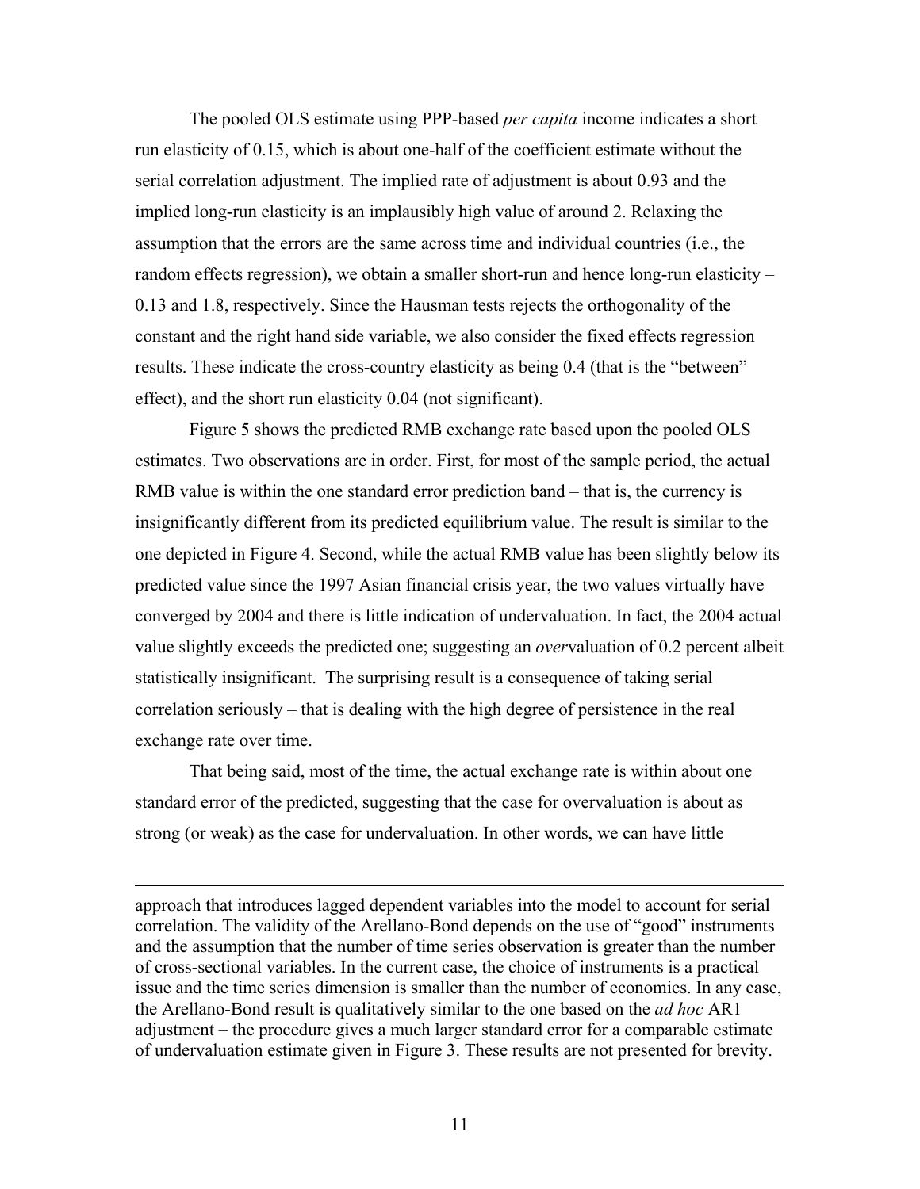The pooled OLS estimate using PPP-based *per capita* income indicates a short run elasticity of 0.15, which is about one-half of the coefficient estimate without the serial correlation adjustment. The implied rate of adjustment is about 0.93 and the implied long-run elasticity is an implausibly high value of around 2. Relaxing the assumption that the errors are the same across time and individual countries (i.e., the random effects regression), we obtain a smaller short-run and hence long-run elasticity – 0.13 and 1.8, respectively. Since the Hausman tests rejects the orthogonality of the constant and the right hand side variable, we also consider the fixed effects regression results. These indicate the cross-country elasticity as being 0.4 (that is the "between" effect), and the short run elasticity 0.04 (not significant).

Figure 5 shows the predicted RMB exchange rate based upon the pooled OLS estimates. Two observations are in order. First, for most of the sample period, the actual RMB value is within the one standard error prediction band – that is, the currency is insignificantly different from its predicted equilibrium value. The result is similar to the one depicted in Figure 4. Second, while the actual RMB value has been slightly below its predicted value since the 1997 Asian financial crisis year, the two values virtually have converged by 2004 and there is little indication of undervaluation. In fact, the 2004 actual value slightly exceeds the predicted one; suggesting an *over*valuation of 0.2 percent albeit statistically insignificant. The surprising result is a consequence of taking serial correlation seriously – that is dealing with the high degree of persistence in the real exchange rate over time.

That being said, most of the time, the actual exchange rate is within about one standard error of the predicted, suggesting that the case for overvaluation is about as strong (or weak) as the case for undervaluation. In other words, we can have little

---

approach that introduces lagged dependent variables into the model to account for serial correlation. The validity of the Arellano-Bond depends on the use of "good" instruments and the assumption that the number of time series observation is greater than the number of cross-sectional variables. In the current case, the choice of instruments is a practical issue and the time series dimension is smaller than the number of economies. In any case, the Arellano-Bond result is qualitatively similar to the one based on the *ad hoc* AR1 adjustment – the procedure gives a much larger standard error for a comparable estimate of undervaluation estimate given in Figure 3. These results are not presented for brevity.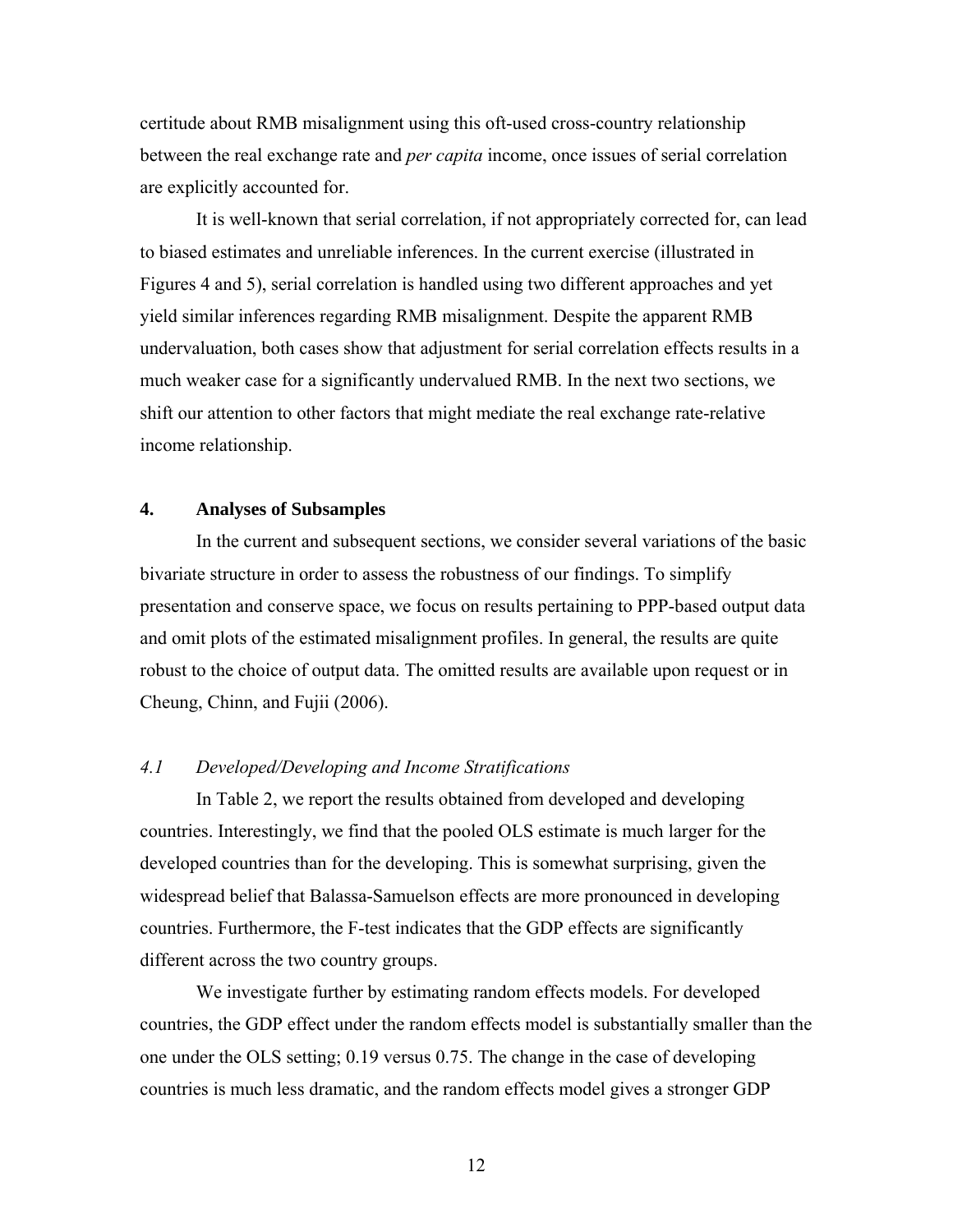certitude about RMB misalignment using this oft-used cross-country relationship between the real exchange rate and *per capita* income, once issues of serial correlation are explicitly accounted for.

It is well-known that serial correlation, if not appropriately corrected for, can lead to biased estimates and unreliable inferences. In the current exercise (illustrated in Figures 4 and 5), serial correlation is handled using two different approaches and yet yield similar inferences regarding RMB misalignment. Despite the apparent RMB undervaluation, both cases show that adjustment for serial correlation effects results in a much weaker case for a significantly undervalued RMB. In the next two sections, we shift our attention to other factors that might mediate the real exchange rate-relative income relationship.

## 4. Analyses of Subsamples

In the current and subsequent sections, we consider several variations of the basic bivariate structure in order to assess the robustness of our findings. To simplify presentation and conserve space, we focus on results pertaining to PPP-based output data and omit plots of the estimated misalignment profiles. In general, the results are quite robust to the choice of output data. The omitted results are available upon request or in Cheung, Chinn, and Fujii (2006).

### *4.1 Developed/Developing and Income Stratifications*

In Table 2, we report the results obtained from developed and developing countries. Interestingly, we find that the pooled OLS estimate is much larger for the developed countries than for the developing. This is somewhat surprising, given the widespread belief that Balassa-Samuelson effects are more pronounced in developing countries. Furthermore, the F-test indicates that the GDP effects are significantly different across the two country groups.

We investigate further by estimating random effects models. For developed countries, the GDP effect under the random effects model is substantially smaller than the one under the OLS setting; 0.19 versus 0.75. The change in the case of developing countries is much less dramatic, and the random effects model gives a stronger GDP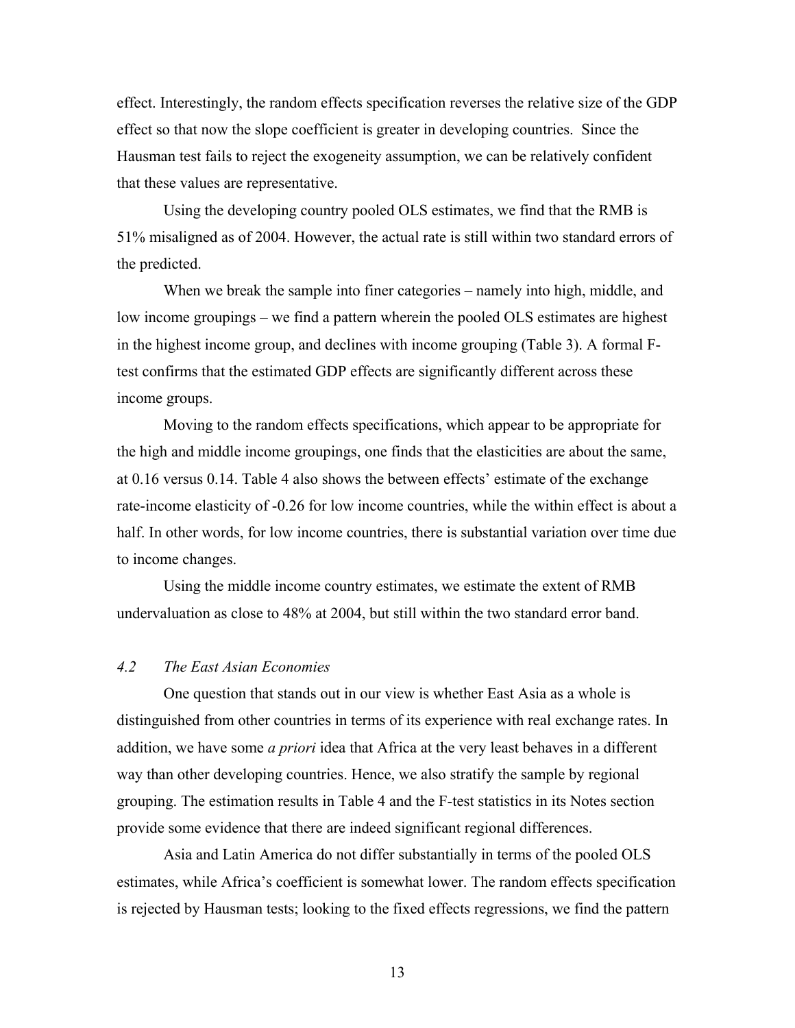effect. Interestingly, the random effects specification reverses the relative size of the GDP effect so that now the slope coefficient is greater in developing countries. Since the Hausman test fails to reject the exogeneity assumption, we can be relatively confident that these values are representative.

Using the developing country pooled OLS estimates, we find that the RMB is 51% misaligned as of 2004. However, the actual rate is still within two standard errors of the predicted.

When we break the sample into finer categories – namely into high, middle, and low income groupings – we find a pattern wherein the pooled OLS estimates are highest in the highest income group, and declines with income grouping (Table 3). A formal F-test confirms that the estimated GDP effects are significantly different across these income groups.

Moving to the random effects specifications, which appear to be appropriate for the high and middle income groupings, one finds that the elasticities are about the same, at 0.16 versus 0.14. Table 4 also shows the between effects' estimate of the exchange rate-income elasticity of -0.26 for low income countries, while the within effect is about a half. In other words, for low income countries, there is substantial variation over time due to income changes.

Using the middle income country estimates, we estimate the extent of RMB undervaluation as close to 48% at 2004, but still within the two standard error band.

### *4.2 The East Asian Economies*

One question that stands out in our view is whether East Asia as a whole is distinguished from other countries in terms of its experience with real exchange rates. In addition, we have some *a priori* idea that Africa at the very least behaves in a different way than other developing countries. Hence, we also stratify the sample by regional grouping. The estimation results in Table 4 and the F-test statistics in its Notes section provide some evidence that there are indeed significant regional differences.

Asia and Latin America do not differ substantially in terms of the pooled OLS estimates, while Africa's coefficient is somewhat lower. The random effects specification is rejected by Hausman tests; looking to the fixed effects regressions, we find the pattern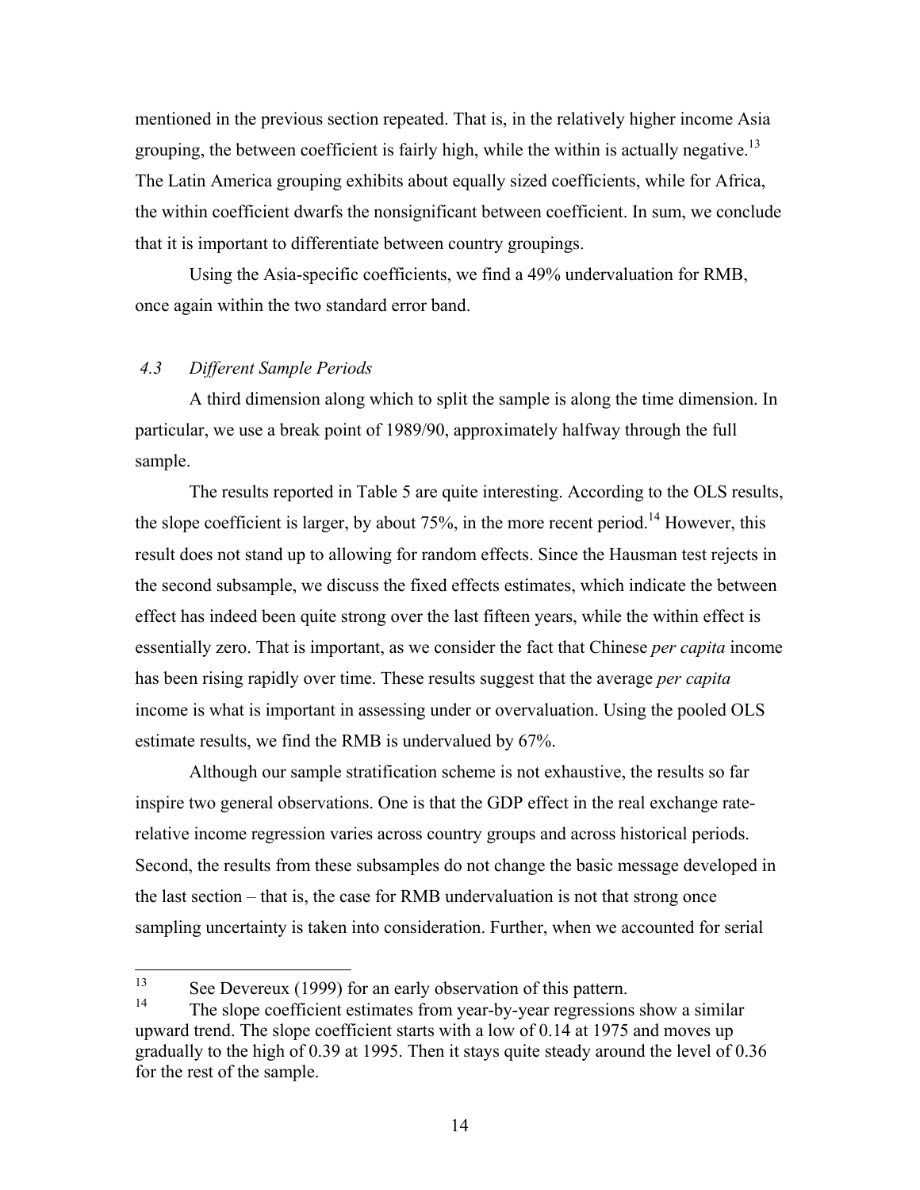mentioned in the previous section repeated. That is, in the relatively higher income Asia grouping, the between coefficient is fairly high, while the within is actually negative.[13] The Latin America grouping exhibits about equally sized coefficients, while for Africa, the within coefficient dwarfs the nonsignificant between coefficient. In sum, we conclude that it is important to differentiate between country groupings.

Using the Asia-specific coefficients, we find a 49% undervaluation for RMB, once again within the two standard error band.

### *4.3 Different Sample Periods*

A third dimension along which to split the sample is along the time dimension. In particular, we use a break point of 1989/90, approximately halfway through the full sample.

The results reported in Table 5 are quite interesting. According to the OLS results, the slope coefficient is larger, by about 75%, in the more recent period.[14] However, this result does not stand up to allowing for random effects. Since the Hausman test rejects in the second subsample, we discuss the fixed effects estimates, which indicate the between effect has indeed been quite strong over the last fifteen years, while the within effect is essentially zero. That is important, as we consider the fact that Chinese *per capita* income has been rising rapidly over time. These results suggest that the average *per capita* income is what is important in assessing under or overvaluation. Using the pooled OLS estimate results, we find the RMB is undervalued by 67%.

Although our sample stratification scheme is not exhaustive, the results so far inspire two general observations. One is that the GDP effect in the real exchange rate-relative income regression varies across country groups and across historical periods. Second, the results from these subsamples do not change the basic message developed in the last section – that is, the case for RMB undervaluation is not that strong once sampling uncertainty is taken into consideration. Further, when we accounted for serial

---

[13] See Devereux (1999) for an early observation of this pattern.

[14] The slope coefficient estimates from year-by-year regressions show a similar upward trend. The slope coefficient starts with a low of 0.14 at 1975 and moves up gradually to the high of 0.39 at 1995. Then it stays quite steady around the level of 0.36 for the rest of the sample.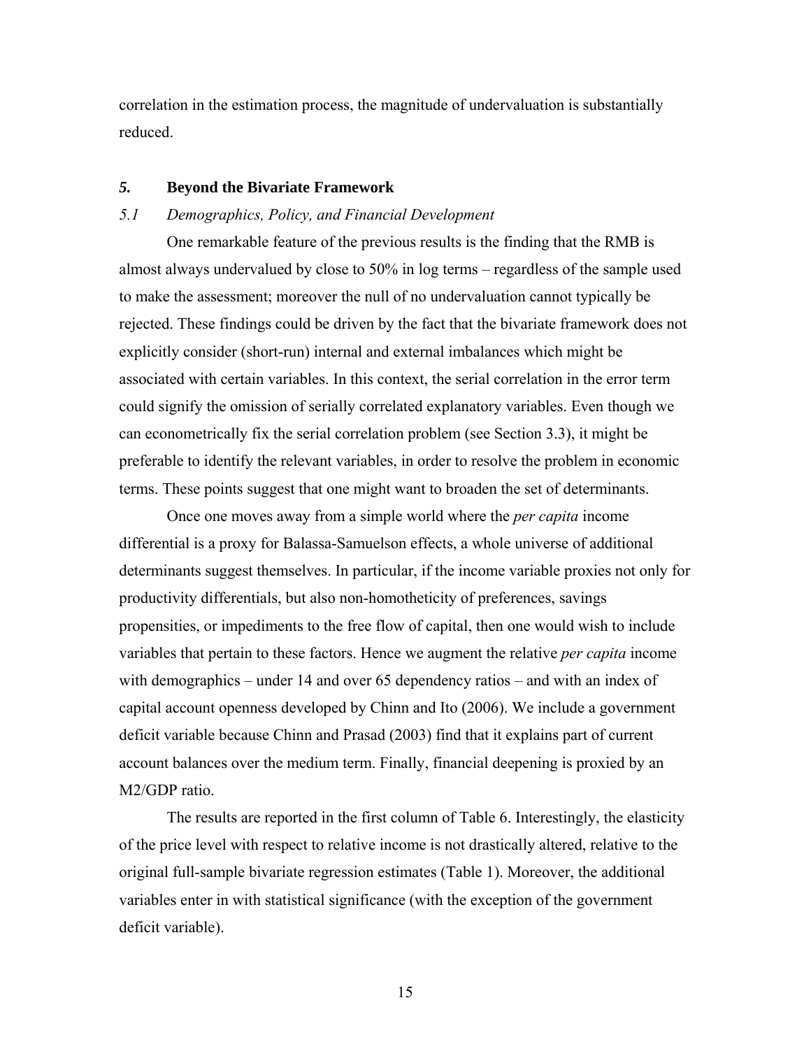correlation in the estimation process, the magnitude of undervaluation is substantially reduced.

## *5.* Beyond the Bivariate Framework

### *5.1 Demographics, Policy, and Financial Development*

One remarkable feature of the previous results is the finding that the RMB is almost always undervalued by close to 50% in log terms – regardless of the sample used to make the assessment; moreover the null of no undervaluation cannot typically be rejected. These findings could be driven by the fact that the bivariate framework does not explicitly consider (short-run) internal and external imbalances which might be associated with certain variables. In this context, the serial correlation in the error term could signify the omission of serially correlated explanatory variables. Even though we can econometrically fix the serial correlation problem (see Section 3.3), it might be preferable to identify the relevant variables, in order to resolve the problem in economic terms. These points suggest that one might want to broaden the set of determinants.

Once one moves away from a simple world where the *per capita* income differential is a proxy for Balassa-Samuelson effects, a whole universe of additional determinants suggest themselves. In particular, if the income variable proxies not only for productivity differentials, but also non-homotheticity of preferences, savings propensities, or impediments to the free flow of capital, then one would wish to include variables that pertain to these factors. Hence we augment the relative *per capita* income with demographics – under 14 and over 65 dependency ratios – and with an index of capital account openness developed by Chinn and Ito (2006). We include a government deficit variable because Chinn and Prasad (2003) find that it explains part of current account balances over the medium term. Finally, financial deepening is proxied by an M2/GDP ratio.

The results are reported in the first column of Table 6. Interestingly, the elasticity of the price level with respect to relative income is not drastically altered, relative to the original full-sample bivariate regression estimates (Table 1). Moreover, the additional variables enter in with statistical significance (with the exception of the government deficit variable).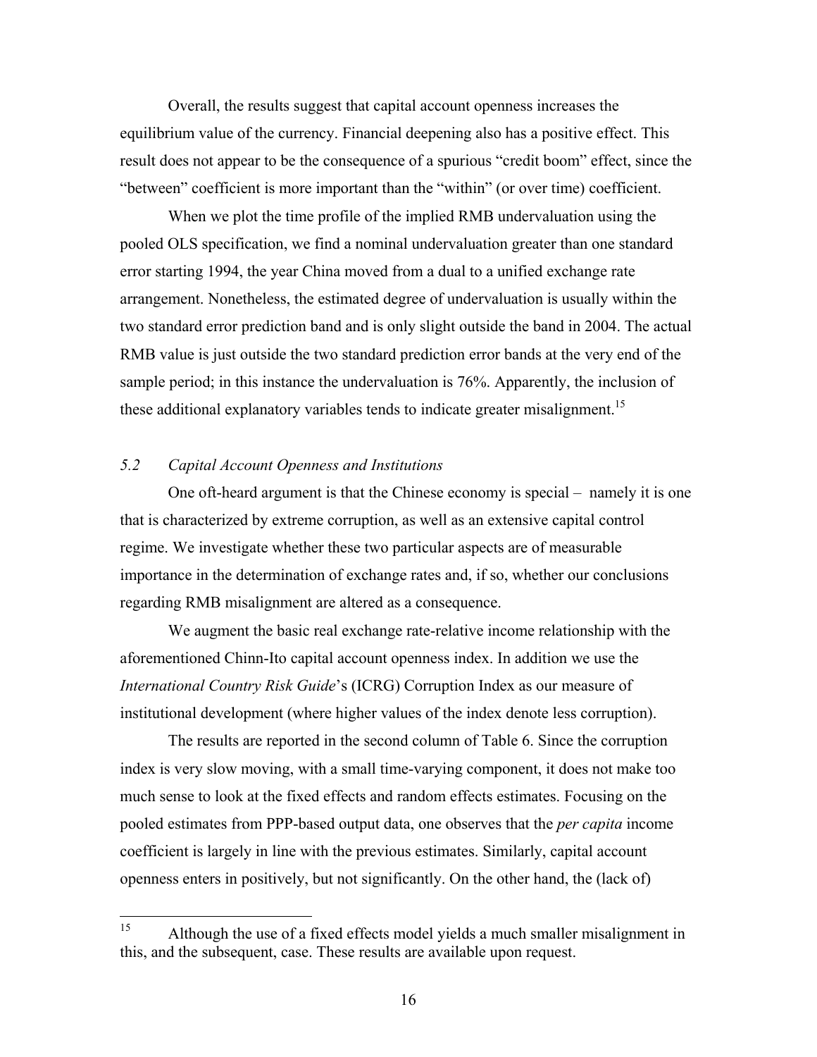Overall, the results suggest that capital account openness increases the equilibrium value of the currency. Financial deepening also has a positive effect. This result does not appear to be the consequence of a spurious "credit boom" effect, since the "between" coefficient is more important than the "within" (or over time) coefficient.

When we plot the time profile of the implied RMB undervaluation using the pooled OLS specification, we find a nominal undervaluation greater than one standard error starting 1994, the year China moved from a dual to a unified exchange rate arrangement. Nonetheless, the estimated degree of undervaluation is usually within the two standard error prediction band and is only slight outside the band in 2004. The actual RMB value is just outside the two standard prediction error bands at the very end of the sample period; in this instance the undervaluation is 76%. Apparently, the inclusion of these additional explanatory variables tends to indicate greater misalignment.[15]

### *5.2 Capital Account Openness and Institutions*

One oft-heard argument is that the Chinese economy is special – namely it is one that is characterized by extreme corruption, as well as an extensive capital control regime. We investigate whether these two particular aspects are of measurable importance in the determination of exchange rates and, if so, whether our conclusions regarding RMB misalignment are altered as a consequence.

We augment the basic real exchange rate-relative income relationship with the aforementioned Chinn-Ito capital account openness index. In addition we use the *International Country Risk Guide*'s (ICRG) Corruption Index as our measure of institutional development (where higher values of the index denote less corruption).

The results are reported in the second column of Table 6. Since the corruption index is very slow moving, with a small time-varying component, it does not make too much sense to look at the fixed effects and random effects estimates. Focusing on the pooled estimates from PPP-based output data, one observes that the *per capita* income coefficient is largely in line with the previous estimates. Similarly, capital account openness enters in positively, but not significantly. On the other hand, the (lack of)

[15] Although the use of a fixed effects model yields a much smaller misalignment in this, and the subsequent, case. These results are available upon request.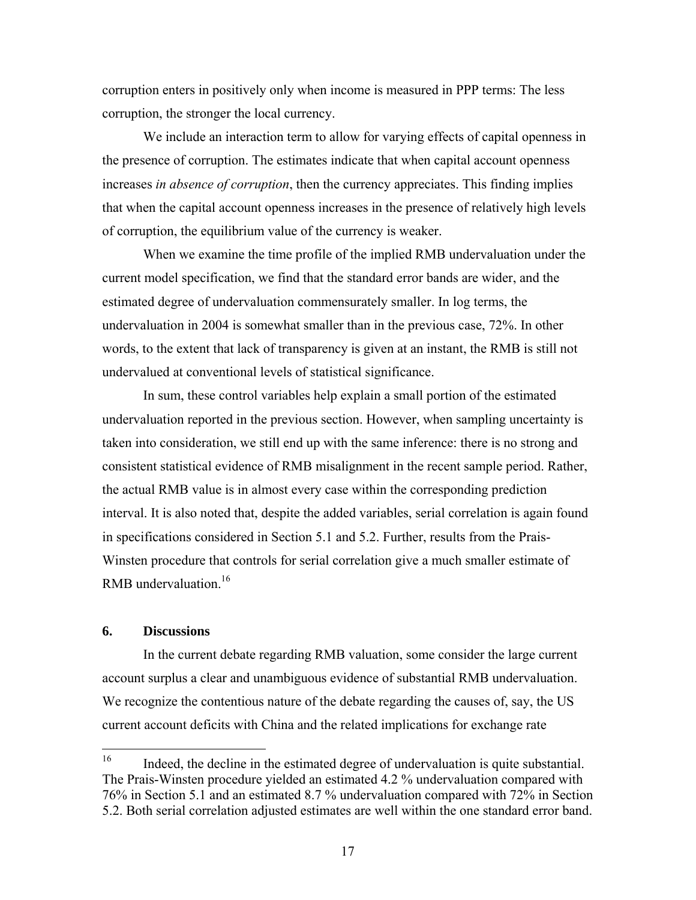corruption enters in positively only when income is measured in PPP terms: The less corruption, the stronger the local currency.

We include an interaction term to allow for varying effects of capital openness in the presence of corruption. The estimates indicate that when capital account openness increases *in absence of corruption*, then the currency appreciates. This finding implies that when the capital account openness increases in the presence of relatively high levels of corruption, the equilibrium value of the currency is weaker.

When we examine the time profile of the implied RMB undervaluation under the current model specification, we find that the standard error bands are wider, and the estimated degree of undervaluation commensurately smaller. In log terms, the undervaluation in 2004 is somewhat smaller than in the previous case, 72%. In other words, to the extent that lack of transparency is given at an instant, the RMB is still not undervalued at conventional levels of statistical significance.

In sum, these control variables help explain a small portion of the estimated undervaluation reported in the previous section. However, when sampling uncertainty is taken into consideration, we still end up with the same inference: there is no strong and consistent statistical evidence of RMB misalignment in the recent sample period. Rather, the actual RMB value is in almost every case within the corresponding prediction interval. It is also noted that, despite the added variables, serial correlation is again found in specifications considered in Section 5.1 and 5.2. Further, results from the Prais-Winsten procedure that controls for serial correlation give a much smaller estimate of RMB undervaluation.[16]

## 6. Discussions

In the current debate regarding RMB valuation, some consider the large current account surplus a clear and unambiguous evidence of substantial RMB undervaluation. We recognize the contentious nature of the debate regarding the causes of, say, the US current account deficits with China and the related implications for exchange rate

---

[16] Indeed, the decline in the estimated degree of undervaluation is quite substantial. The Prais-Winsten procedure yielded an estimated 4.2 % undervaluation compared with 76% in Section 5.1 and an estimated 8.7 % undervaluation compared with 72% in Section 5.2. Both serial correlation adjusted estimates are well within the one standard error band.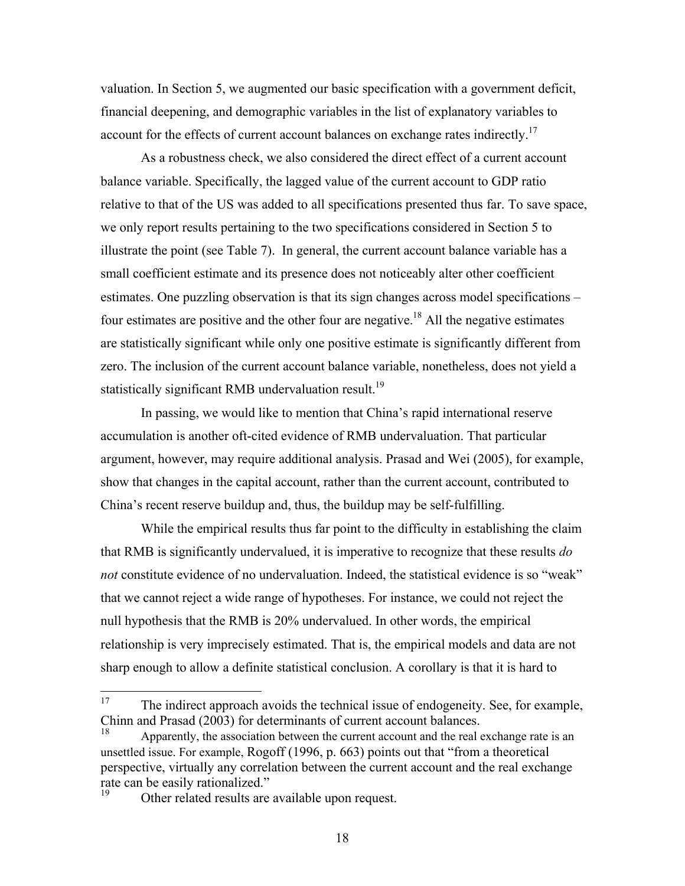valuation. In Section 5, we augmented our basic specification with a government deficit, financial deepening, and demographic variables in the list of explanatory variables to account for the effects of current account balances on exchange rates indirectly.[17]

As a robustness check, we also considered the direct effect of a current account balance variable. Specifically, the lagged value of the current account to GDP ratio relative to that of the US was added to all specifications presented thus far. To save space, we only report results pertaining to the two specifications considered in Section 5 to illustrate the point (see Table 7). In general, the current account balance variable has a small coefficient estimate and its presence does not noticeably alter other coefficient estimates. One puzzling observation is that its sign changes across model specifications – four estimates are positive and the other four are negative.[18] All the negative estimates are statistically significant while only one positive estimate is significantly different from zero. The inclusion of the current account balance variable, nonetheless, does not yield a statistically significant RMB undervaluation result.[19]

In passing, we would like to mention that China's rapid international reserve accumulation is another oft-cited evidence of RMB undervaluation. That particular argument, however, may require additional analysis. Prasad and Wei (2005), for example, show that changes in the capital account, rather than the current account, contributed to China's recent reserve buildup and, thus, the buildup may be self-fulfilling.

While the empirical results thus far point to the difficulty in establishing the claim that RMB is significantly undervalued, it is imperative to recognize that these results *do not* constitute evidence of no undervaluation. Indeed, the statistical evidence is so "weak" that we cannot reject a wide range of hypotheses. For instance, we could not reject the null hypothesis that the RMB is 20% undervalued. In other words, the empirical relationship is very imprecisely estimated. That is, the empirical models and data are not sharp enough to allow a definite statistical conclusion. A corollary is that it is hard to

---

[17] The indirect approach avoids the technical issue of endogeneity. See, for example, Chinn and Prasad (2003) for determinants of current account balances.

[18] Apparently, the association between the current account and the real exchange rate is an unsettled issue. For example, Rogoff (1996, p. 663) points out that "from a theoretical perspective, virtually any correlation between the current account and the real exchange rate can be easily rationalized."

[19] Other related results are available upon request.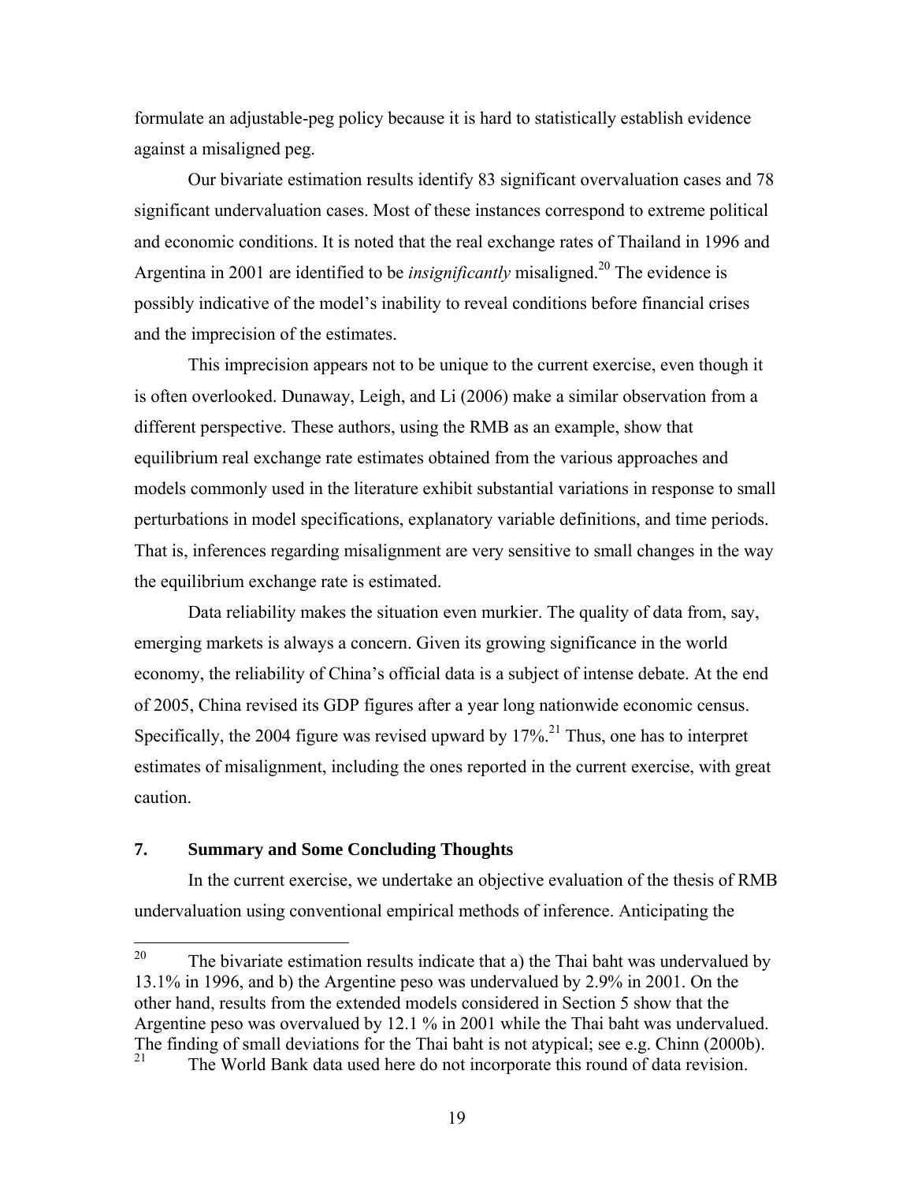formulate an adjustable-peg policy because it is hard to statistically establish evidence against a misaligned peg.

Our bivariate estimation results identify 83 significant overvaluation cases and 78 significant undervaluation cases. Most of these instances correspond to extreme political and economic conditions. It is noted that the real exchange rates of Thailand in 1996 and Argentina in 2001 are identified to be *insignificantly* misaligned.[20] The evidence is possibly indicative of the model's inability to reveal conditions before financial crises and the imprecision of the estimates.

This imprecision appears not to be unique to the current exercise, even though it is often overlooked. Dunaway, Leigh, and Li (2006) make a similar observation from a different perspective. These authors, using the RMB as an example, show that equilibrium real exchange rate estimates obtained from the various approaches and models commonly used in the literature exhibit substantial variations in response to small perturbations in model specifications, explanatory variable definitions, and time periods. That is, inferences regarding misalignment are very sensitive to small changes in the way the equilibrium exchange rate is estimated.

Data reliability makes the situation even murkier. The quality of data from, say, emerging markets is always a concern. Given its growing significance in the world economy, the reliability of China's official data is a subject of intense debate. At the end of 2005, China revised its GDP figures after a year long nationwide economic census. Specifically, the 2004 figure was revised upward by 17%.[21] Thus, one has to interpret estimates of misalignment, including the ones reported in the current exercise, with great caution.

## 7. Summary and Some Concluding Thoughts

In the current exercise, we undertake an objective evaluation of the thesis of RMB undervaluation using conventional empirical methods of inference. Anticipating the

---

[20] The bivariate estimation results indicate that a) the Thai baht was undervalued by 13.1% in 1996, and b) the Argentine peso was undervalued by 2.9% in 2001. On the other hand, results from the extended models considered in Section 5 show that the Argentine peso was overvalued by 12.1 % in 2001 while the Thai baht was undervalued. The finding of small deviations for the Thai baht is not atypical; see e.g. Chinn (2000b).

[21] The World Bank data used here do not incorporate this round of data revision.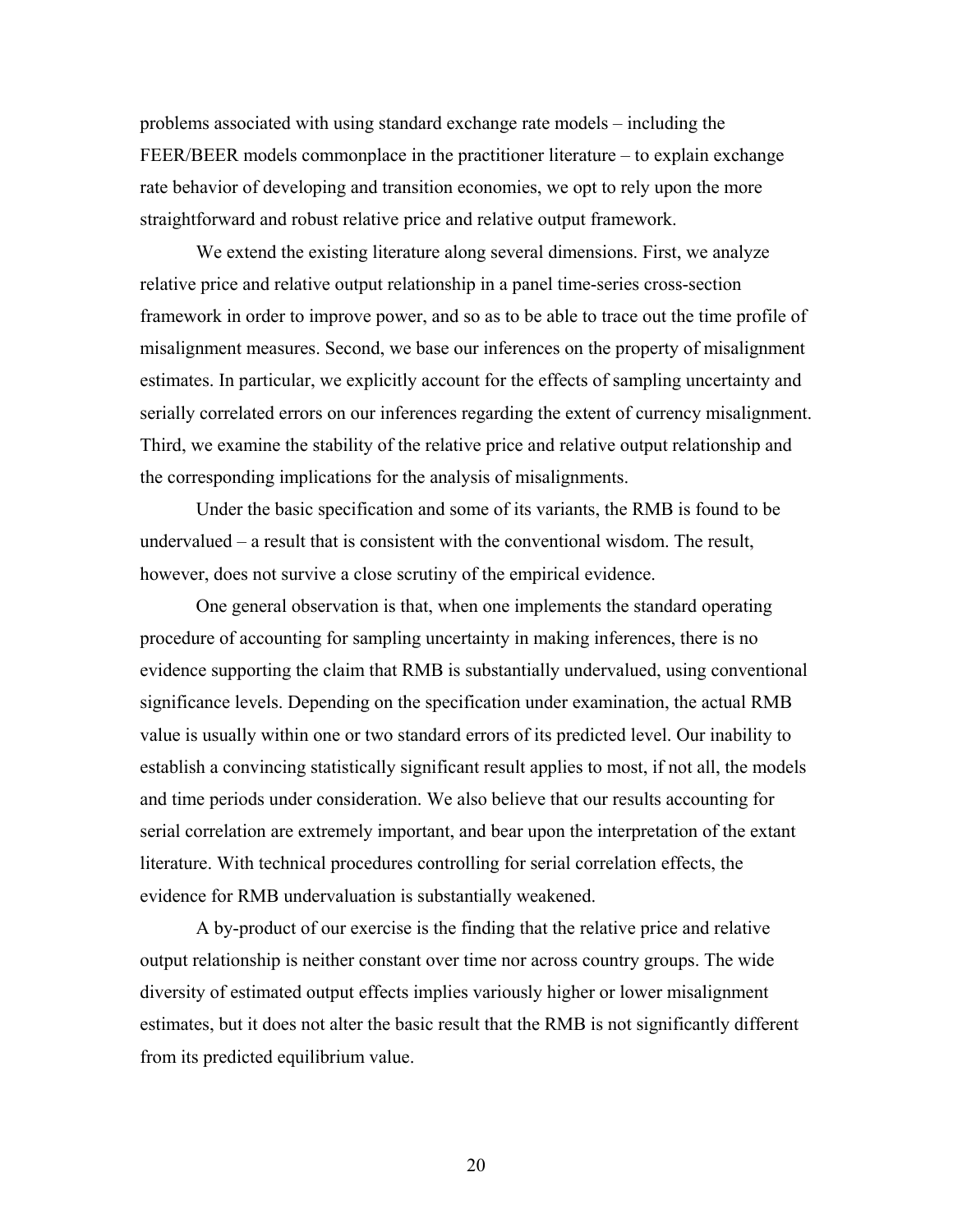problems associated with using standard exchange rate models – including the FEER/BEER models commonplace in the practitioner literature – to explain exchange rate behavior of developing and transition economies, we opt to rely upon the more straightforward and robust relative price and relative output framework.

We extend the existing literature along several dimensions. First, we analyze relative price and relative output relationship in a panel time-series cross-section framework in order to improve power, and so as to be able to trace out the time profile of misalignment measures. Second, we base our inferences on the property of misalignment estimates. In particular, we explicitly account for the effects of sampling uncertainty and serially correlated errors on our inferences regarding the extent of currency misalignment. Third, we examine the stability of the relative price and relative output relationship and the corresponding implications for the analysis of misalignments.

Under the basic specification and some of its variants, the RMB is found to be undervalued – a result that is consistent with the conventional wisdom. The result, however, does not survive a close scrutiny of the empirical evidence.

One general observation is that, when one implements the standard operating procedure of accounting for sampling uncertainty in making inferences, there is no evidence supporting the claim that RMB is substantially undervalued, using conventional significance levels. Depending on the specification under examination, the actual RMB value is usually within one or two standard errors of its predicted level. Our inability to establish a convincing statistically significant result applies to most, if not all, the models and time periods under consideration. We also believe that our results accounting for serial correlation are extremely important, and bear upon the interpretation of the extant literature. With technical procedures controlling for serial correlation effects, the evidence for RMB undervaluation is substantially weakened.

A by-product of our exercise is the finding that the relative price and relative output relationship is neither constant over time nor across country groups. The wide diversity of estimated output effects implies variously higher or lower misalignment estimates, but it does not alter the basic result that the RMB is not significantly different from its predicted equilibrium value.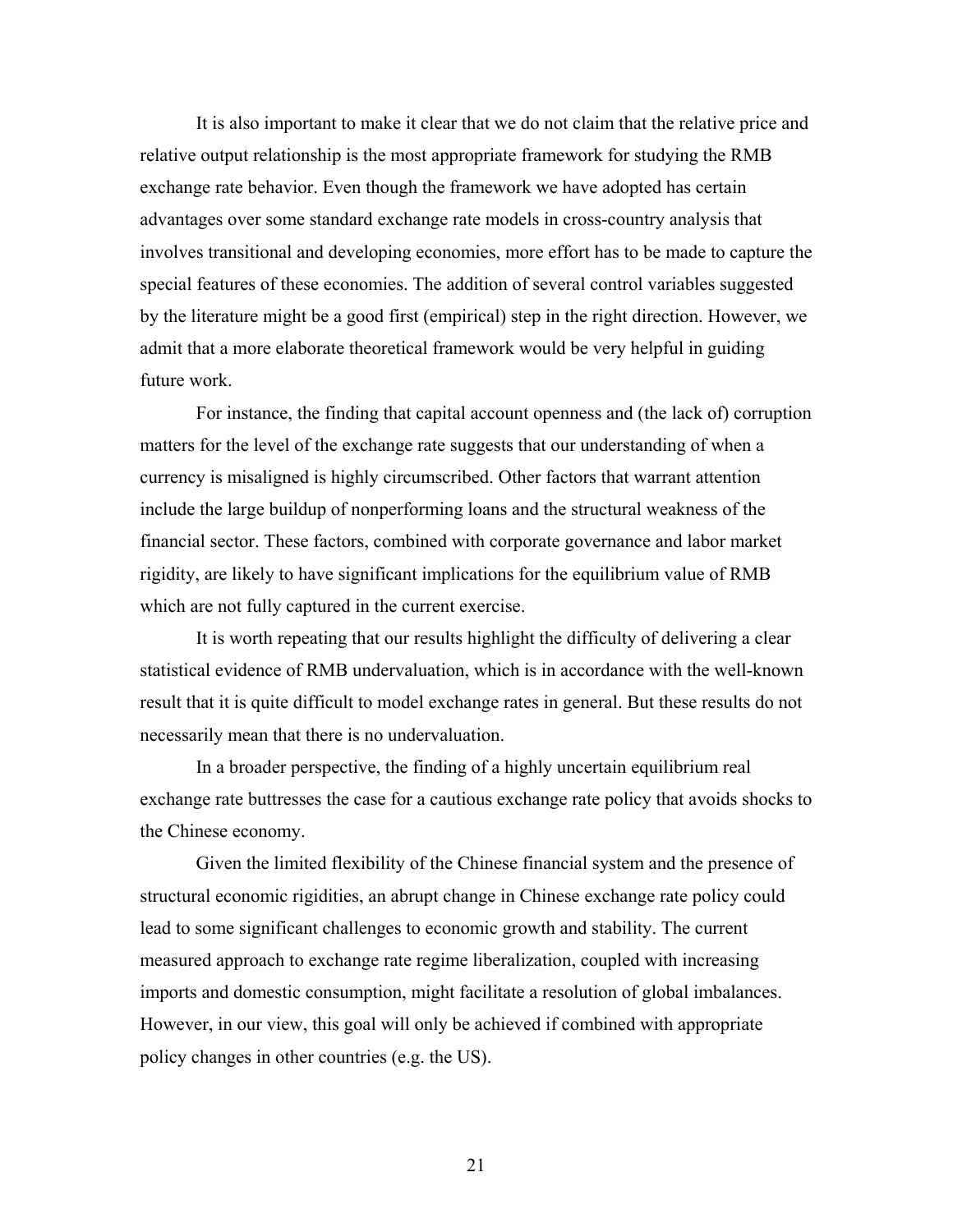It is also important to make it clear that we do not claim that the relative price and relative output relationship is the most appropriate framework for studying the RMB exchange rate behavior. Even though the framework we have adopted has certain advantages over some standard exchange rate models in cross-country analysis that involves transitional and developing economies, more effort has to be made to capture the special features of these economies. The addition of several control variables suggested by the literature might be a good first (empirical) step in the right direction. However, we admit that a more elaborate theoretical framework would be very helpful in guiding future work.

For instance, the finding that capital account openness and (the lack of) corruption matters for the level of the exchange rate suggests that our understanding of when a currency is misaligned is highly circumscribed. Other factors that warrant attention include the large buildup of nonperforming loans and the structural weakness of the financial sector. These factors, combined with corporate governance and labor market rigidity, are likely to have significant implications for the equilibrium value of RMB which are not fully captured in the current exercise.

It is worth repeating that our results highlight the difficulty of delivering a clear statistical evidence of RMB undervaluation, which is in accordance with the well-known result that it is quite difficult to model exchange rates in general. But these results do not necessarily mean that there is no undervaluation.

In a broader perspective, the finding of a highly uncertain equilibrium real exchange rate buttresses the case for a cautious exchange rate policy that avoids shocks to the Chinese economy.

Given the limited flexibility of the Chinese financial system and the presence of structural economic rigidities, an abrupt change in Chinese exchange rate policy could lead to some significant challenges to economic growth and stability. The current measured approach to exchange rate regime liberalization, coupled with increasing imports and domestic consumption, might facilitate a resolution of global imbalances. However, in our view, this goal will only be achieved if combined with appropriate policy changes in other countries (e.g. the US).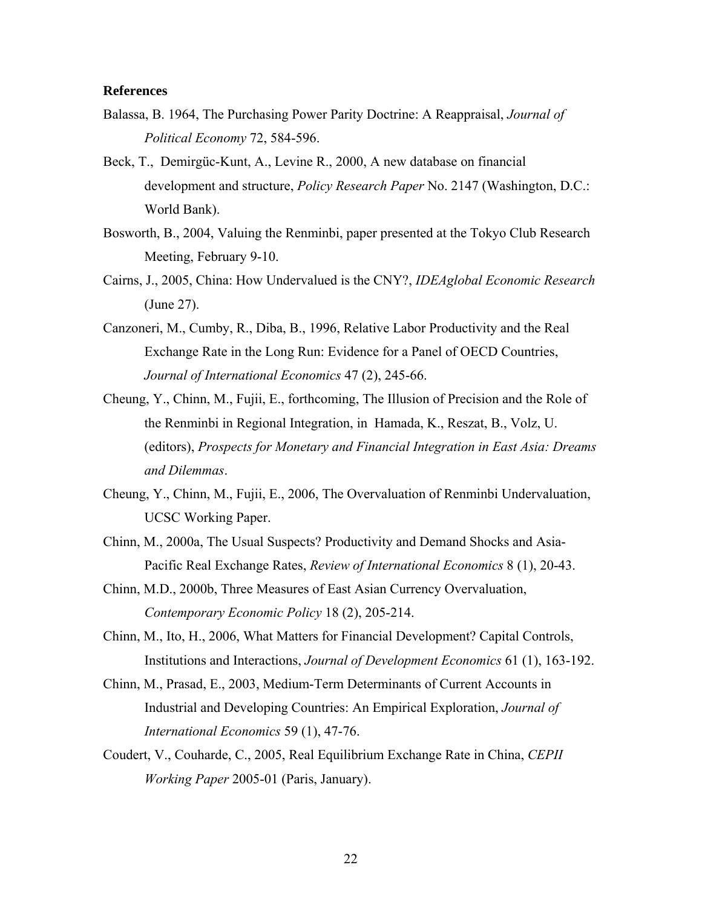**References**

Balassa, B. 1964, The Purchasing Power Parity Doctrine: A Reappraisal, *Journal of Political Economy* 72, 584-596.

Beck, T., Demirgüc-Kunt, A., Levine R., 2000, A new database on financial development and structure, *Policy Research Paper* No. 2147 (Washington, D.C.: World Bank).

Bosworth, B., 2004, Valuing the Renminbi, paper presented at the Tokyo Club Research Meeting, February 9-10.

Cairns, J., 2005, China: How Undervalued is the CNY?, *IDEAglobal Economic Research* (June 27).

Canzoneri, M., Cumby, R., Diba, B., 1996, Relative Labor Productivity and the Real Exchange Rate in the Long Run: Evidence for a Panel of OECD Countries, *Journal of International Economics* 47 (2), 245-66.

Cheung, Y., Chinn, M., Fujii, E., forthcoming, The Illusion of Precision and the Role of the Renminbi in Regional Integration, in Hamada, K., Reszat, B., Volz, U. (editors), *Prospects for Monetary and Financial Integration in East Asia: Dreams and Dilemmas*.

Cheung, Y., Chinn, M., Fujii, E., 2006, The Overvaluation of Renminbi Undervaluation, UCSC Working Paper.

Chinn, M., 2000a, The Usual Suspects? Productivity and Demand Shocks and Asia-Pacific Real Exchange Rates, *Review of International Economics* 8 (1), 20-43.

Chinn, M.D., 2000b, Three Measures of East Asian Currency Overvaluation, *Contemporary Economic Policy* 18 (2), 205-214.

Chinn, M., Ito, H., 2006, What Matters for Financial Development? Capital Controls, Institutions and Interactions, *Journal of Development Economics* 61 (1), 163-192.

Chinn, M., Prasad, E., 2003, Medium-Term Determinants of Current Accounts in Industrial and Developing Countries: An Empirical Exploration, *Journal of International Economics* 59 (1), 47-76.

Coudert, V., Couharde, C., 2005, Real Equilibrium Exchange Rate in China, *CEPII Working Paper* 2005-01 (Paris, January).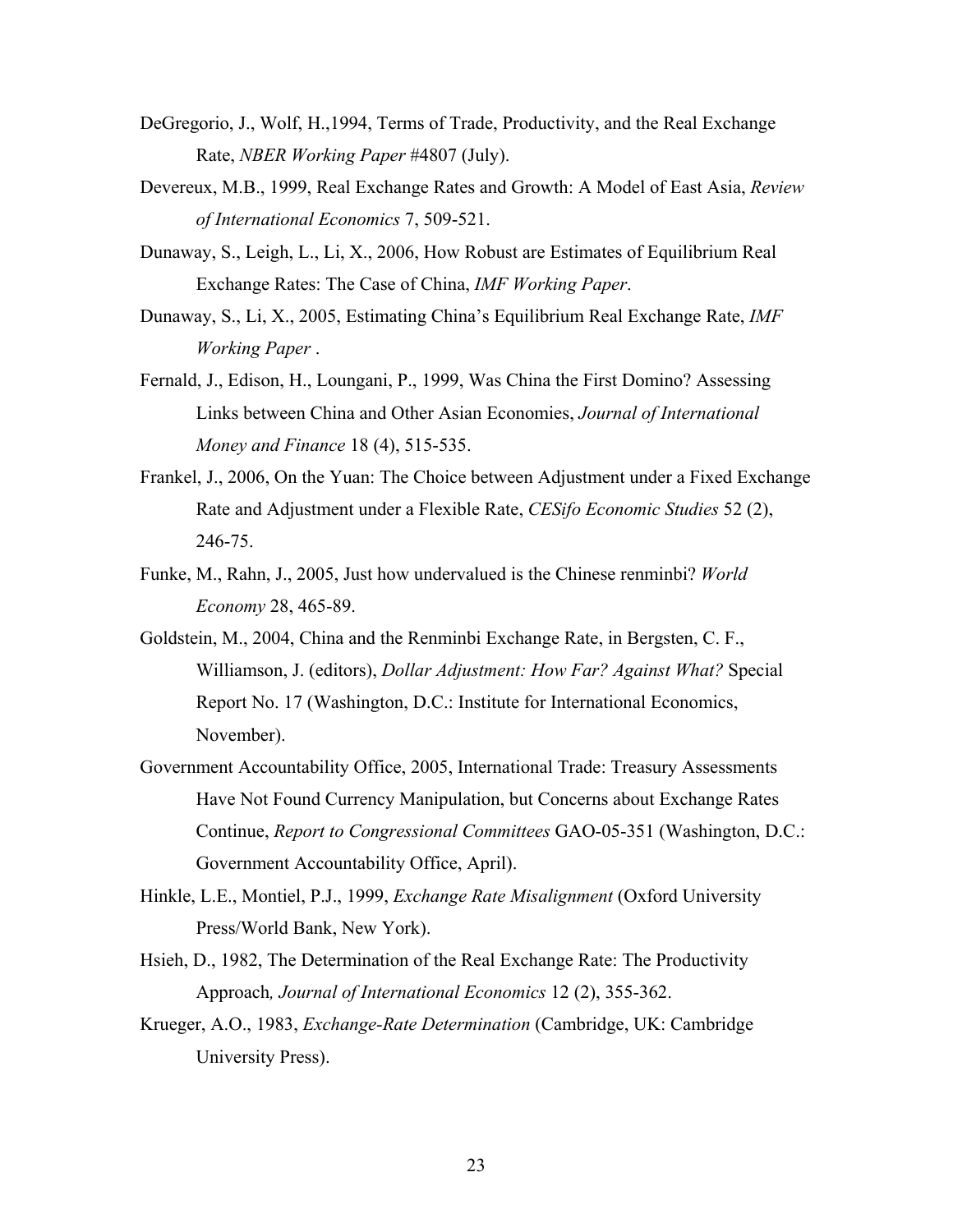DeGregorio, J., Wolf, H.,1994, Terms of Trade, Productivity, and the Real Exchange Rate, *NBER Working Paper* #4807 (July).

Devereux, M.B., 1999, Real Exchange Rates and Growth: A Model of East Asia, *Review of International Economics* 7, 509-521.

Dunaway, S., Leigh, L., Li, X., 2006, How Robust are Estimates of Equilibrium Real Exchange Rates: The Case of China, *IMF Working Paper*.

Dunaway, S., Li, X., 2005, Estimating China's Equilibrium Real Exchange Rate, *IMF Working Paper* .

Fernald, J., Edison, H., Loungani, P., 1999, Was China the First Domino? Assessing Links between China and Other Asian Economies, *Journal of International Money and Finance* 18 (4), 515-535.

Frankel, J., 2006, On the Yuan: The Choice between Adjustment under a Fixed Exchange Rate and Adjustment under a Flexible Rate, *CESifo Economic Studies* 52 (2), 246-75.

Funke, M., Rahn, J., 2005, Just how undervalued is the Chinese renminbi? *World Economy* 28, 465-89.

Goldstein, M., 2004, China and the Renminbi Exchange Rate, in Bergsten, C. F., Williamson, J. (editors), *Dollar Adjustment: How Far? Against What?* Special Report No. 17 (Washington, D.C.: Institute for International Economics, November).

Government Accountability Office, 2005, International Trade: Treasury Assessments Have Not Found Currency Manipulation, but Concerns about Exchange Rates Continue, *Report to Congressional Committees* GAO-05-351 (Washington, D.C.: Government Accountability Office, April).

Hinkle, L.E., Montiel, P.J., 1999, *Exchange Rate Misalignment* (Oxford University Press/World Bank, New York).

Hsieh, D., 1982, The Determination of the Real Exchange Rate: The Productivity Approach*, Journal of International Economics* 12 (2), 355-362.

Krueger, A.O., 1983, *Exchange-Rate Determination* (Cambridge, UK: Cambridge University Press).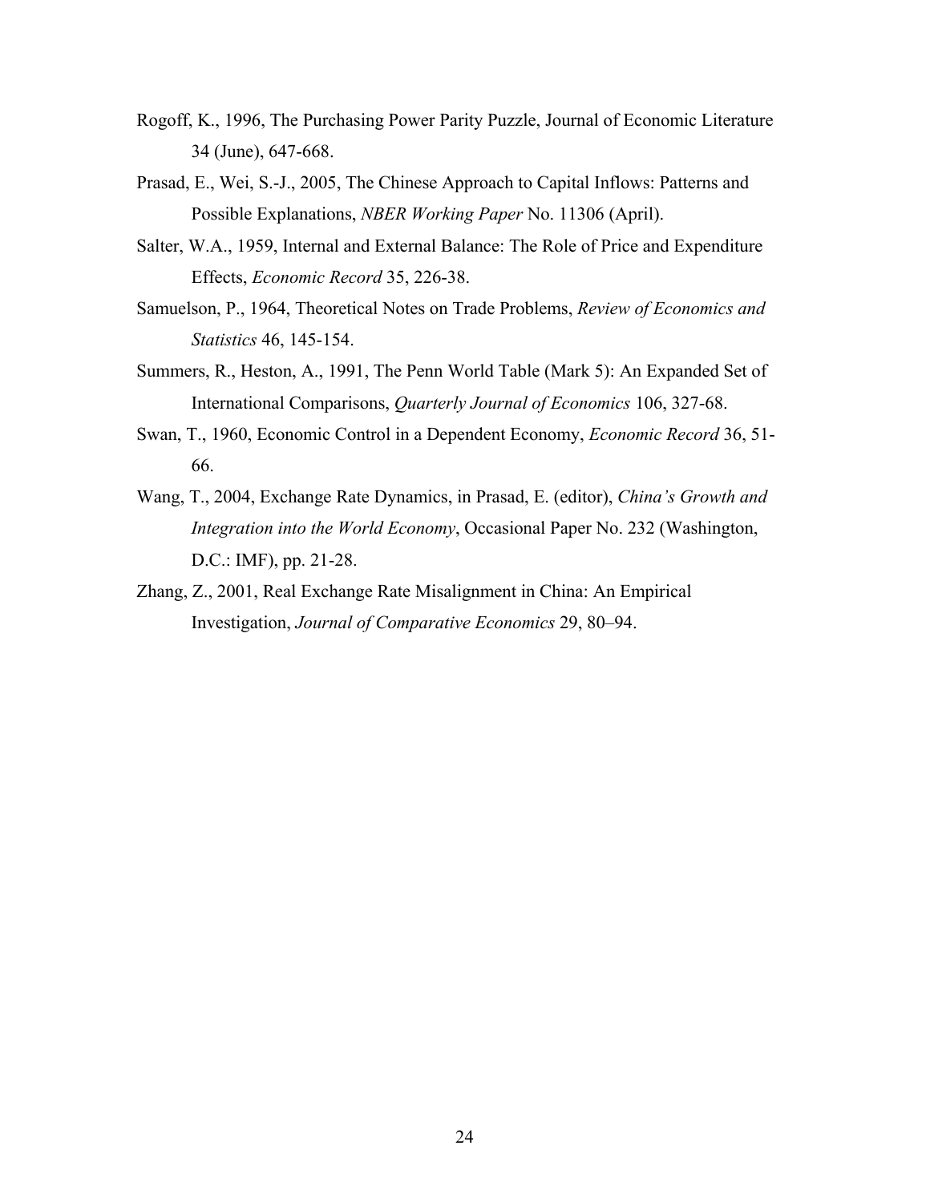Rogoff, K., 1996, The Purchasing Power Parity Puzzle, Journal of Economic Literature 34 (June), 647-668.

Prasad, E., Wei, S.-J., 2005, The Chinese Approach to Capital Inflows: Patterns and Possible Explanations, *NBER Working Paper* No. 11306 (April).

Salter, W.A., 1959, Internal and External Balance: The Role of Price and Expenditure Effects, *Economic Record* 35, 226-38.

Samuelson, P., 1964, Theoretical Notes on Trade Problems, *Review of Economics and Statistics* 46, 145-154.

Summers, R., Heston, A., 1991, The Penn World Table (Mark 5): An Expanded Set of International Comparisons, *Quarterly Journal of Economics* 106, 327-68.

Swan, T., 1960, Economic Control in a Dependent Economy, *Economic Record* 36, 51-66.

Wang, T., 2004, Exchange Rate Dynamics, in Prasad, E. (editor), *China's Growth and Integration into the World Economy*, Occasional Paper No. 232 (Washington, D.C.: IMF), pp. 21-28.

Zhang, Z., 2001, Real Exchange Rate Misalignment in China: An Empirical Investigation, *Journal of Comparative Economics* 29, 80–94.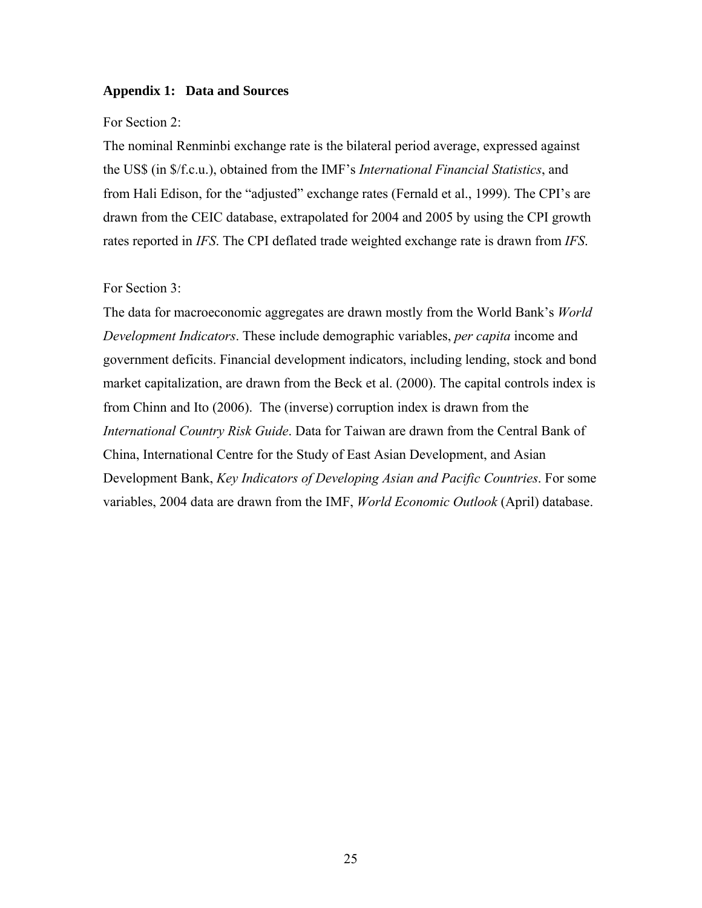### Appendix 1: Data and Sources

For Section 2:

The nominal Renminbi exchange rate is the bilateral period average, expressed against the US$ (in $/f.c.u.), obtained from the IMF's *International Financial Statistics*, and from Hali Edison, for the "adjusted" exchange rates (Fernald et al., 1999). The CPI's are drawn from the CEIC database, extrapolated for 2004 and 2005 by using the CPI growth rates reported in *IFS*. The CPI deflated trade weighted exchange rate is drawn from *IFS*.

For Section 3:

The data for macroeconomic aggregates are drawn mostly from the World Bank's *World Development Indicators*. These include demographic variables, *per capita* income and government deficits. Financial development indicators, including lending, stock and bond market capitalization, are drawn from the Beck et al. (2000). The capital controls index is from Chinn and Ito (2006). The (inverse) corruption index is drawn from the *International Country Risk Guide*. Data for Taiwan are drawn from the Central Bank of China, International Centre for the Study of East Asian Development, and Asian Development Bank, *Key Indicators of Developing Asian and Pacific Countries*. For some variables, 2004 data are drawn from the IMF, *World Economic Outlook* (April) database.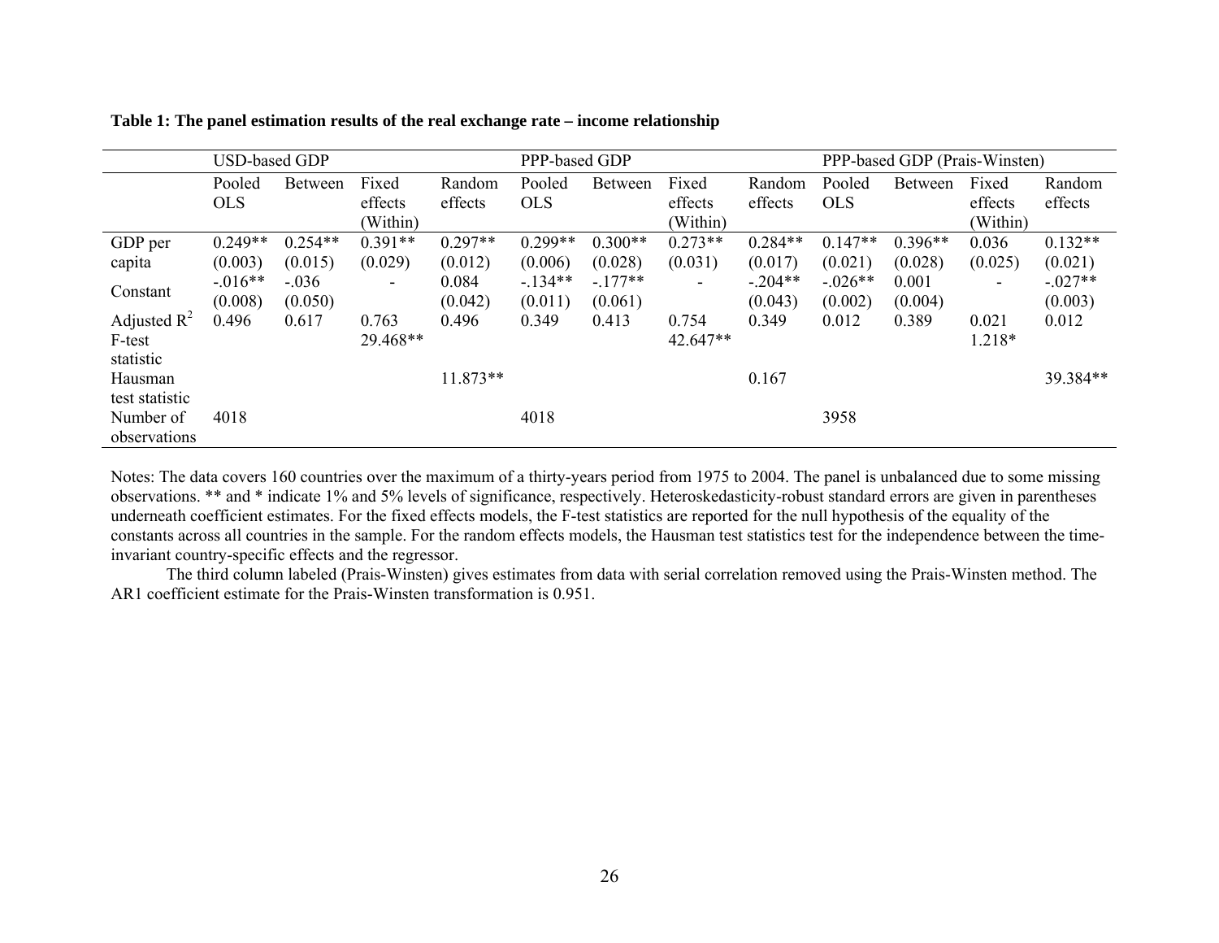**Table 1: The panel estimation results of the real exchange rate – income relationship**

| | USD-based GDP | | | | PPP-based GDP | | | | PPP-based GDP (Prais-Winsten) | | | |
|---|---|---|---|---|---|---|---|---|---|---|---|---|
| | Pooled OLS | Between | Fixed effects (Within) | Random effects | Pooled OLS | Between | Fixed effects (Within) | Random effects | Pooled OLS | Between | Fixed effects (Within) | Random effects |
| GDP per capita | 0.249** | 0.254** | 0.391** | 0.297** | 0.299** | 0.300** | 0.273** | 0.284** | 0.147** | 0.396** | 0.036 | 0.132** |
| | (0.003) | (0.015) | (0.029) | (0.012) | (0.006) | (0.028) | (0.031) | (0.017) | (0.021) | (0.028) | (0.025) | (0.021) |
| Constant | -.016** | -.036 | - | 0.084 | -.134** | -.177** | - | -.204** | -.026** | 0.001 | - | -.027** |
| | (0.008) | (0.050) | | (0.042) | (0.011) | (0.061) | | (0.043) | (0.002) | (0.004) | | (0.003) |
| Adjusted $R^2$ | 0.496 | 0.617 | 0.763 | 0.496 | 0.349 | 0.413 | 0.754 | 0.349 | 0.012 | 0.389 | 0.021 | 0.012 |
| F-test statistic | | | 29.468** | | | | 42.647** | | | | 1.218* | |
| Hausman test statistic | | | | 11.873** | | | | 0.167 | | | | 39.384** |
| Number of observations | 4018 | | | | 4018 | | | | 3958 | | | |

Notes: The data covers 160 countries over the maximum of a thirty-years period from 1975 to 2004. The panel is unbalanced due to some missing observations. ** and * indicate 1% and 5% levels of significance, respectively. Heteroskedasticity-robust standard errors are given in parentheses underneath coefficient estimates. For the fixed effects models, the F-test statistics are reported for the null hypothesis of the equality of the constants across all countries in the sample. For the random effects models, the Hausman test statistics test for the independence between the time-invariant country-specific effects and the regressor.

The third column labeled (Prais-Winsten) gives estimates from data with serial correlation removed using the Prais-Winsten method. The AR1 coefficient estimate for the Prais-Winsten transformation is 0.951.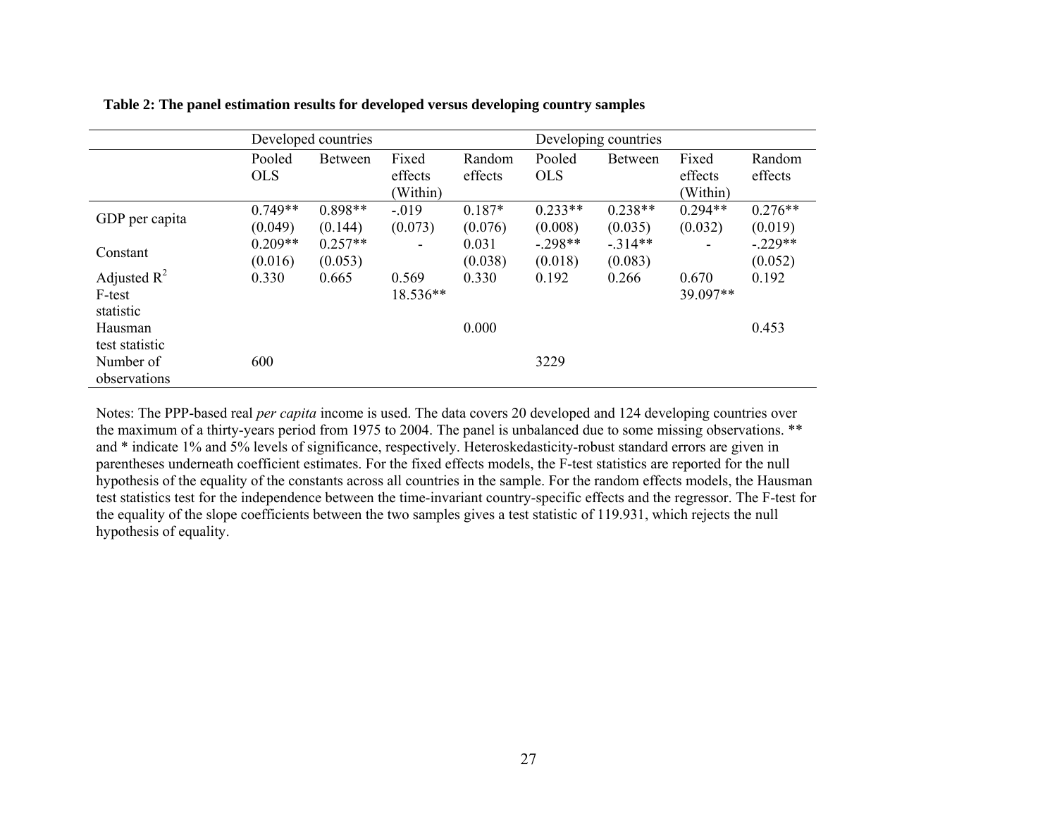**Table 2: The panel estimation results for developed versus developing country samples**

| | Developed countries | | | | Developing countries | | | |
|---|---|---|---|---|---|---|---|---|
| | Pooled OLS | Between | Fixed effects (Within) | Random effects | Pooled OLS | Between | Fixed effects (Within) | Random effects |
| GDP per capita | 0.749** (0.049) | 0.898** (0.144) | -.019 (0.073) | 0.187* (0.076) | 0.233** (0.008) | 0.238** (0.035) | 0.294** (0.032) | 0.276** (0.019) |
| Constant | 0.209** (0.016) | 0.257** (0.053) | - | 0.031 (0.038) | -.298** (0.018) | -.314** (0.083) | - | -.229** (0.052) |
| Adjusted $R^2$ | 0.330 | 0.665 | 0.569 | 0.330 | 0.192 | 0.266 | 0.670 | 0.192 |
| F-test statistic | | | 18.536** | | | | 39.097** | |
| Hausman test statistic | | | | 0.000 | | | | 0.453 |
| Number of observations | 600 | | | | 3229 | | | |

Notes: The PPP-based real *per capita* income is used. The data covers 20 developed and 124 developing countries over the maximum of a thirty-years period from 1975 to 2004. The panel is unbalanced due to some missing observations. ** and * indicate 1% and 5% levels of significance, respectively. Heteroskedasticity-robust standard errors are given in parentheses underneath coefficient estimates. For the fixed effects models, the F-test statistics are reported for the null hypothesis of the equality of the constants across all countries in the sample. For the random effects models, the Hausman test statistics test for the independence between the time-invariant country-specific effects and the regressor. The F-test for the equality of the slope coefficients between the two samples gives a test statistic of 119.931, which rejects the null hypothesis of equality.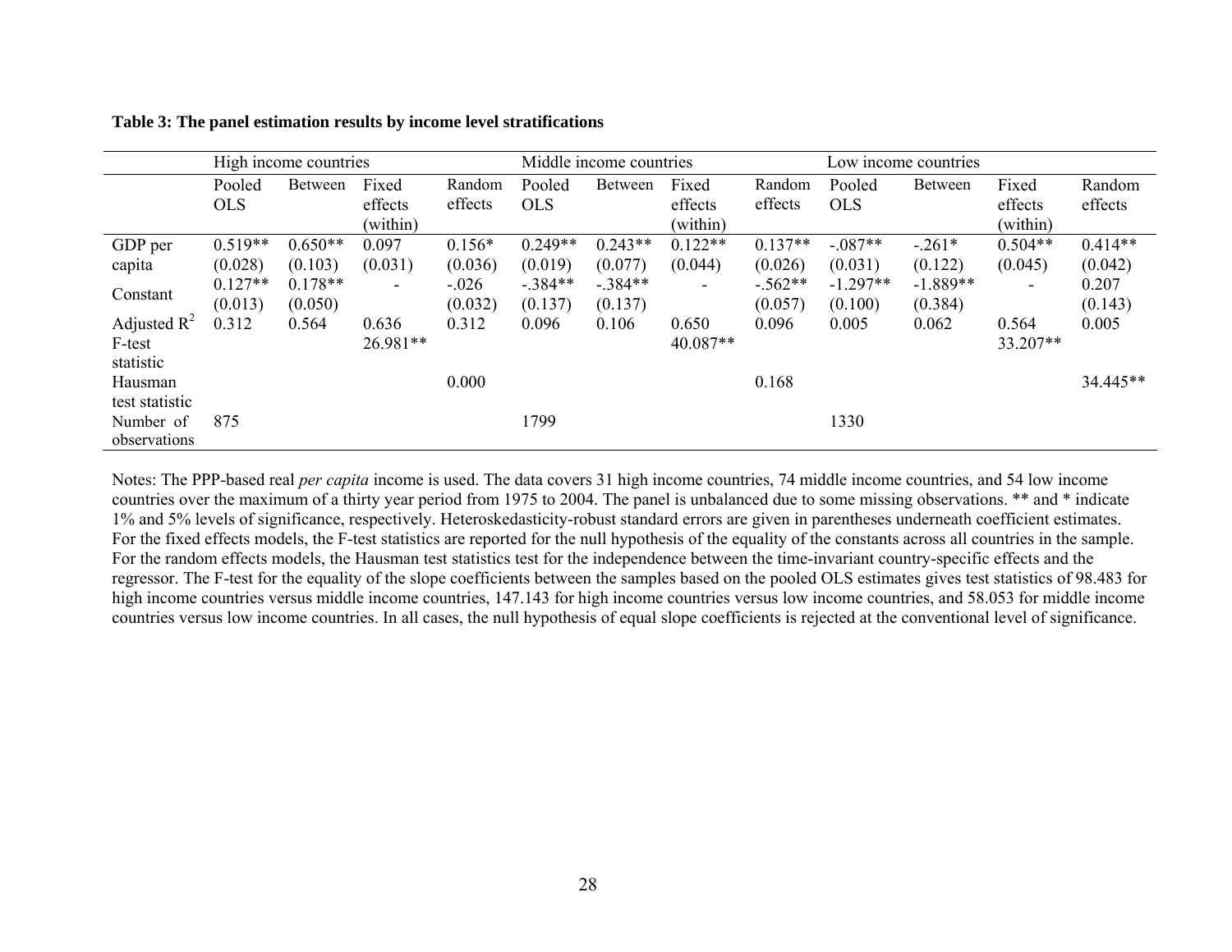**Table 3: The panel estimation results by income level stratifications**

| | High income countries | | | | Middle income countries | | | | Low income countries | | | |
|---|---|---|---|---|---|---|---|---|---|---|---|---|
| | Pooled OLS | Between | Fixed effects (within) | Random effects | Pooled OLS | Between | Fixed effects (within) | Random effects | Pooled OLS | Between | Fixed effects (within) | Random effects |
| GDP per capita | 0.519** (0.028) | 0.650** (0.103) | 0.097 (0.031) | 0.156* (0.036) | 0.249** (0.019) | 0.243** (0.077) | 0.122** (0.044) | 0.137** (0.026) | -.087** (0.031) | -.261* (0.122) | 0.504** (0.045) | 0.414** (0.042) |
| Constant | 0.127** (0.013) | 0.178** (0.050) | - | -.026 (0.032) | -.384** (0.137) | -.384** (0.137) | - | -.562** (0.057) | -1.297** (0.100) | -1.889** (0.384) | - | 0.207 (0.143) |
| Adjusted $R^2$ | 0.312 | 0.564 | 0.636 | 0.312 | 0.096 | 0.106 | 0.650 | 0.096 | 0.005 | 0.062 | 0.564 | 0.005 |
| F-test statistic | | | 26.981** | | | | 40.087** | | | | 33.207** | |
| Hausman test statistic | | | | 0.000 | | | | 0.168 | | | | 34.445** |
| Number of observations | 875 | | | | 1799 | | | | 1330 | | | |

Notes: The PPP-based real *per capita* income is used. The data covers 31 high income countries, 74 middle income countries, and 54 low income countries over the maximum of a thirty year period from 1975 to 2004. The panel is unbalanced due to some missing observations. ** and * indicate 1% and 5% levels of significance, respectively. Heteroskedasticity-robust standard errors are given in parentheses underneath coefficient estimates. For the fixed effects models, the F-test statistics are reported for the null hypothesis of the equality of the constants across all countries in the sample. For the random effects models, the Hausman test statistics test for the independence between the time-invariant country-specific effects and the regressor. The F-test for the equality of the slope coefficients between the samples based on the pooled OLS estimates gives test statistics of 98.483 for high income countries versus middle income countries, 147.143 for high income countries versus low income countries, and 58.053 for middle income countries versus low income countries. In all cases, the null hypothesis of equal slope coefficients is rejected at the conventional level of significance.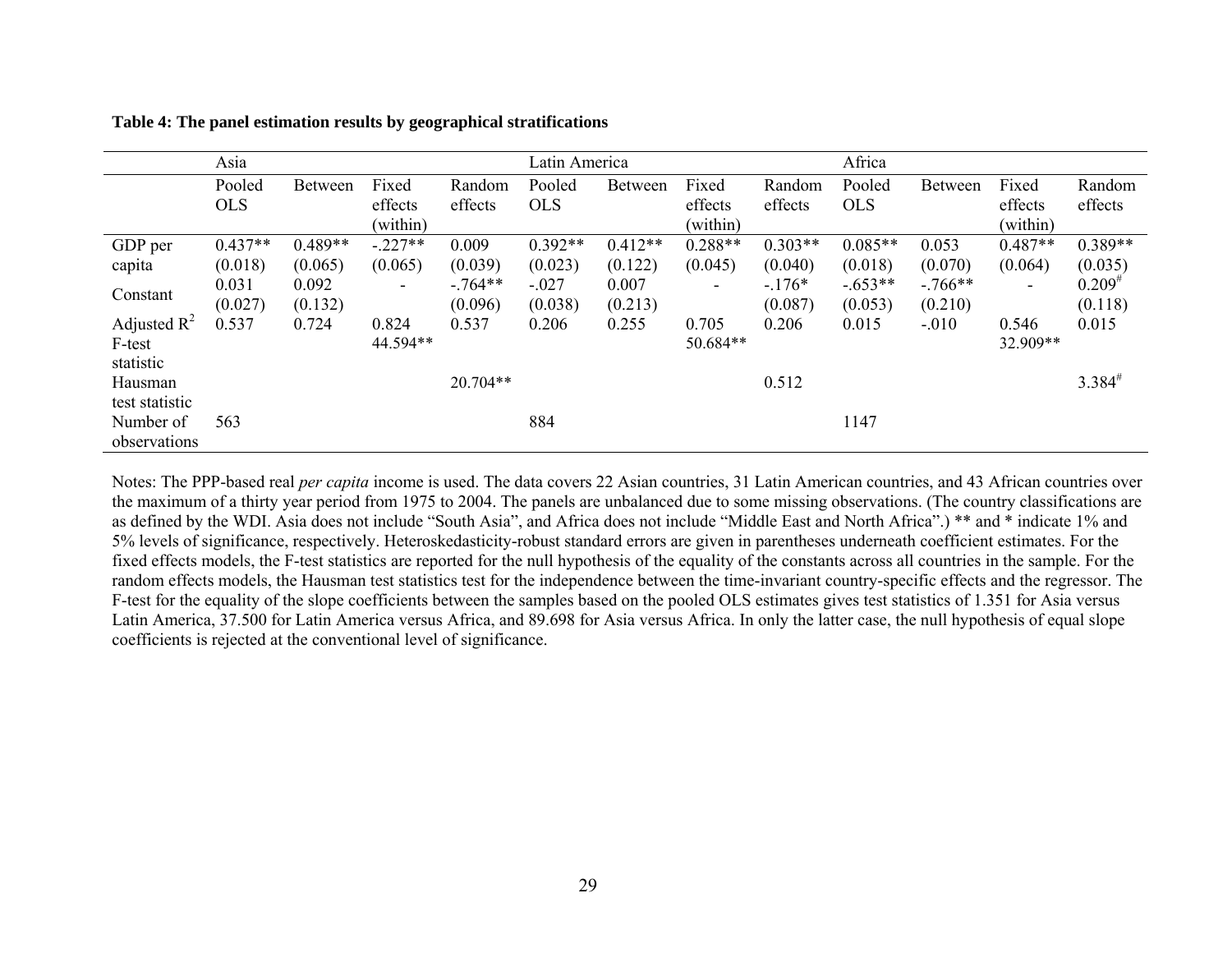**Table 4: The panel estimation results by geographical stratifications**

| | Asia | | | | Latin America | | | | Africa | | | |
|---|---|---|---|---|---|---|---|---|---|---|---|---|
| | Pooled OLS | Between | Fixed effects (within) | Random effects | Pooled OLS | Between | Fixed effects (within) | Random effects | Pooled OLS | Between | Fixed effects (within) | Random effects |
| GDP per capita | 0.437** (0.018) | 0.489** (0.065) | -.227** (0.065) | 0.009 (0.039) | 0.392** (0.023) | 0.412** (0.122) | 0.288** (0.045) | 0.303** (0.040) | 0.085** (0.018) | 0.053 (0.070) | 0.487** (0.064) | 0.389** (0.035) |
| Constant | 0.031 (0.027) | 0.092 (0.132) | - | -.764** (0.096) | -.027 (0.038) | 0.007 (0.213) | - | -.176* (0.087) | -.653** (0.053) | -.766** (0.210) | - | 0.209# (0.118) |
| Adjusted $R^2$ | 0.537 | 0.724 | 0.824 | 0.537 | 0.206 | 0.255 | 0.705 | 0.206 | 0.015 | -.010 | 0.546 | 0.015 |
| F-test statistic | | | 44.594** | | | | 50.684** | | | | 32.909** | |
| Hausman test statistic | | | | 20.704** | | | | 0.512 | | | | 3.384# |
| Number of observations | 563 | | | | 884 | | | | 1147 | | | |

Notes: The PPP-based real *per capita* income is used. The data covers 22 Asian countries, 31 Latin American countries, and 43 African countries over the maximum of a thirty year period from 1975 to 2004. The panels are unbalanced due to some missing observations. (The country classifications are as defined by the WDI. Asia does not include "South Asia", and Africa does not include "Middle East and North Africa".) ** and * indicate 1% and 5% levels of significance, respectively. Heteroskedasticity-robust standard errors are given in parentheses underneath coefficient estimates. For the fixed effects models, the F-test statistics are reported for the null hypothesis of the equality of the constants across all countries in the sample. For the random effects models, the Hausman test statistics test for the independence between the time-invariant country-specific effects and the regressor. The F-test for the equality of the slope coefficients between the samples based on the pooled OLS estimates gives test statistics of 1.351 for Asia versus Latin America, 37.500 for Latin America versus Africa, and 89.698 for Asia versus Africa. In only the latter case, the null hypothesis of equal slope coefficients is rejected at the conventional level of significance.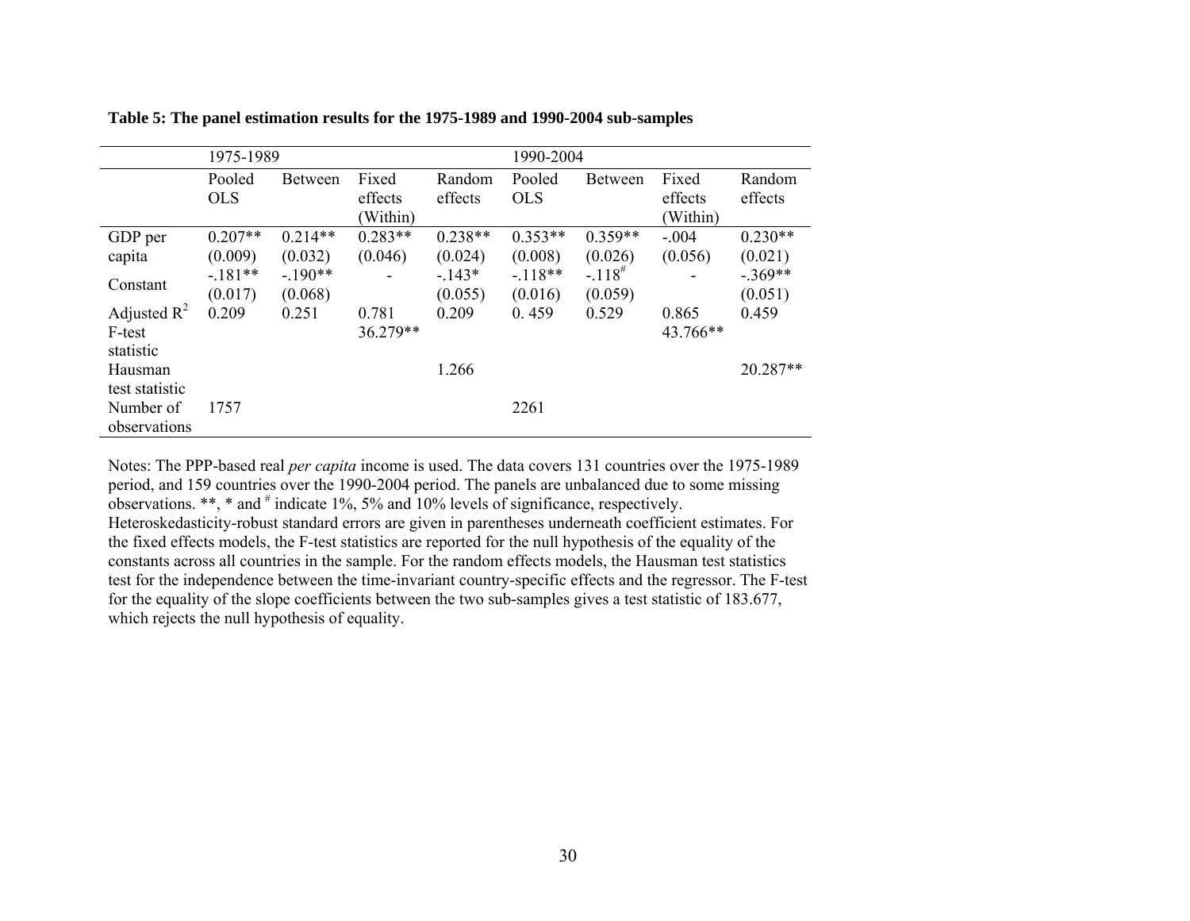**Table 5: The panel estimation results for the 1975-1989 and 1990-2004 sub-samples**

| | 1975-1989 | | | | 1990-2004 | | | |
|---|---|---|---|---|---|---|---|---|
| | Pooled OLS | Between | Fixed effects (Within) | Random effects | Pooled OLS | Between | Fixed effects (Within) | Random effects |
| GDP per capita | 0.207** (0.009) | 0.214** (0.032) | 0.283** (0.046) | 0.238** (0.024) | 0.353** (0.008) | 0.359** (0.026) | -.004 (0.056) | 0.230** (0.021) |
| Constant | -.181** (0.017) | -.190** (0.068) | - | -.143* (0.055) | -.118** (0.016) | -.118# (0.059) | - | -.369** (0.051) |
| Adjusted $R^2$ | 0.209 | 0.251 | 0.781 | 0.209 | 0. 459 | 0.529 | 0.865 | 0.459 |
| F-test statistic | | | 36.279** | | | | 43.766** | |
| Hausman test statistic | | | | 1.266 | | | | 20.287** |
| Number of observations | 1757 | | | | 2261 | | | |

Notes: The PPP-based real *per capita* income is used. The data covers 131 countries over the 1975-1989 period, and 159 countries over the 1990-2004 period. The panels are unbalanced due to some missing observations. **, * and # indicate 1%, 5% and 10% levels of significance, respectively. Heteroskedasticity-robust standard errors are given in parentheses underneath coefficient estimates. For the fixed effects models, the F-test statistics are reported for the null hypothesis of the equality of the constants across all countries in the sample. For the random effects models, the Hausman test statistics test for the independence between the time-invariant country-specific effects and the regressor. The F-test for the equality of the slope coefficients between the two sub-samples gives a test statistic of 183.677, which rejects the null hypothesis of equality.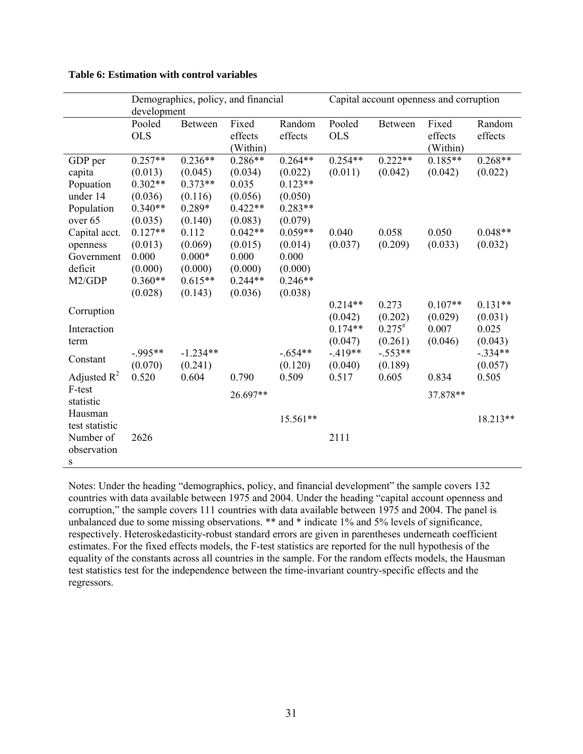**Table 6: Estimation with control variables**

| | Demographics, policy, and financial development | | | | Capital account openness and corruption | | | |
|---|---|---|---|---|---|---|---|---|
| | Pooled OLS | Between | Fixed effects (Within) | Random effects | Pooled OLS | Between | Fixed effects (Within) | Random effects |
| GDP per capita | 0.257** (0.013) | 0.236** (0.045) | 0.286** (0.034) | 0.264** (0.022) | 0.254** (0.011) | 0.222** (0.042) | 0.185** (0.042) | 0.268** (0.022) |
| Popuation under 14 | 0.302** (0.036) | 0.373** (0.116) | 0.035 (0.056) | 0.123** (0.050) | | | | |
| Population over 65 | 0.340** (0.035) | 0.289* (0.140) | 0.422** (0.083) | 0.283** (0.079) | | | | |
| Capital acct. openness | 0.127** (0.013) | 0.112 (0.069) | 0.042** (0.015) | 0.059** (0.014) | 0.040 (0.037) | 0.058 (0.209) | 0.050 (0.033) | 0.048** (0.032) |
| Government deficit | 0.000 (0.000) | 0.000* (0.000) | 0.000 (0.000) | 0.000 (0.000) | | | | |
| M2/GDP | 0.360** (0.028) | 0.615** (0.143) | 0.244** (0.036) | 0.246** (0.038) | | | | |
| Corruption | | | | | 0.214** (0.042) | 0.273 (0.202) | 0.107** (0.029) | 0.131** (0.031) |
| Interaction term | | | | | 0.174** (0.047) | 0.275# (0.261) | 0.007 (0.046) | 0.025 (0.043) |
| Constant | -.995** (0.070) | -1.234** (0.241) | | -.654** (0.120) | -.419** (0.040) | -.553** (0.189) | | -.334** (0.057) |
| Adjusted $R^2$ | 0.520 | 0.604 | 0.790 | 0.509 | 0.517 | 0.605 | 0.834 | 0.505 |
| F-test statistic | | | 26.697** | | | | 37.878** | |
| Hausman test statistic | | | | 15.561** | | | | 18.213** |
| Number of observations | 2626 | | | | 2111 | | | |

Notes: Under the heading "demographics, policy, and financial development" the sample covers 132 countries with data available between 1975 and 2004. Under the heading "capital account openness and corruption," the sample covers 111 countries with data available between 1975 and 2004. The panel is unbalanced due to some missing observations. ** and * indicate 1% and 5% levels of significance, respectively. Heteroskedasticity-robust standard errors are given in parentheses underneath coefficient estimates. For the fixed effects models, the F-test statistics are reported for the null hypothesis of the equality of the constants across all countries in the sample. For the random effects models, the Hausman test statistics test for the independence between the time-invariant country-specific effects and the regressors.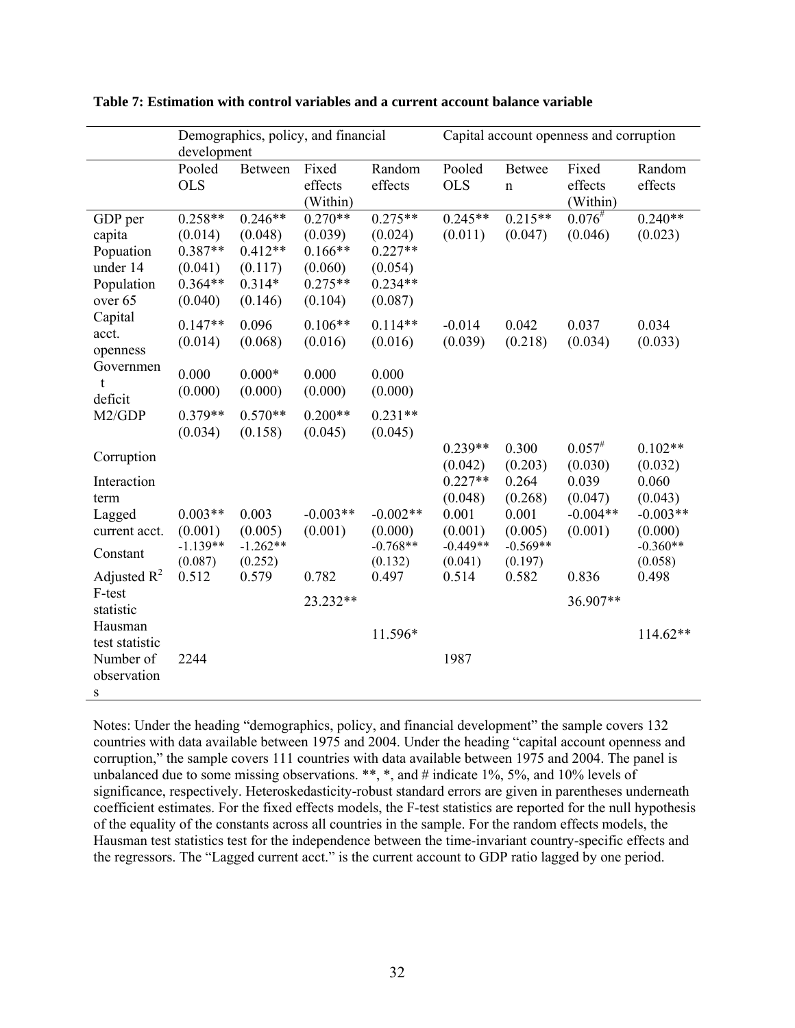**Table 7: Estimation with control variables and a current account balance variable**

| | Demographics, policy, and financial development | | | | Capital account openness and corruption | | | |
|---|---|---|---|---|---|---|---|---|
| | Pooled OLS | Between | Fixed effects (Within) | Random effects | Pooled OLS | Between | Fixed effects (Within) | Random effects |
| GDP per capita | 0.258** | 0.246** | 0.270** | 0.275** | 0.245** | 0.215** | 0.076# | 0.240** |
| | (0.014) | (0.048) | (0.039) | (0.024) | (0.011) | (0.047) | (0.046) | (0.023) |
| Popuation under 14 | 0.387** | 0.412** | 0.166** | 0.227** | | | | |
| | (0.041) | (0.117) | (0.060) | (0.054) | | | | |
| Population over 65 | 0.364** | 0.314* | 0.275** | 0.234** | | | | |
| | (0.040) | (0.146) | (0.104) | (0.087) | | | | |
| Capital acct. openness | 0.147** | 0.096 | 0.106** | 0.114** | -0.014 | 0.042 | 0.037 | 0.034 |
| | (0.014) | (0.068) | (0.016) | (0.016) | (0.039) | (0.218) | (0.034) | (0.033) |
| Government deficit | 0.000 | 0.000* | 0.000 | 0.000 | | | | |
| | (0.000) | (0.000) | (0.000) | (0.000) | | | | |
| M2/GDP | 0.379** | 0.570** | 0.200** | 0.231** | | | | |
| | (0.034) | (0.158) | (0.045) | (0.045) | | | | |
| Corruption | | | | | 0.239** | 0.300 | 0.057# | 0.102** |
| | | | | | (0.042) | (0.203) | (0.030) | (0.032) |
| Interaction term | | | | | 0.227** | 0.264 | 0.039 | 0.060 |
| | | | | | (0.048) | (0.268) | (0.047) | (0.043) |
| Lagged current acct. | 0.003** | 0.003 | -0.003** | -0.002** | 0.001 | 0.001 | -0.004** | -0.003** |
| | (0.001) | (0.005) | (0.001) | (0.000) | (0.001) | (0.005) | (0.001) | (0.000) |
| Constant | -1.139** | -1.262** | | -0.768** | -0.449** | -0.569** | | -0.360** |
| | (0.087) | (0.252) | | (0.132) | (0.041) | (0.197) | | (0.058) |
| Adjusted $R^2$ | 0.512 | 0.579 | 0.782 | 0.497 | 0.514 | 0.582 | 0.836 | 0.498 |
| F-test statistic | | | 23.232** | | | | 36.907** | |
| Hausman test statistic | | | | 11.596* | | | | 114.62** |
| Number of observations | 2244 | | | | 1987 | | | |

Notes: Under the heading "demographics, policy, and financial development" the sample covers 132 countries with data available between 1975 and 2004. Under the heading "capital account openness and corruption," the sample covers 111 countries with data available between 1975 and 2004. The panel is unbalanced due to some missing observations. **, *, and # indicate 1%, 5%, and 10% levels of significance, respectively. Heteroskedasticity-robust standard errors are given in parentheses underneath coefficient estimates. For the fixed effects models, the F-test statistics are reported for the null hypothesis of the equality of the constants across all countries in the sample. For the random effects models, the Hausman test statistics test for the independence between the time-invariant country-specific effects and the regressors. The "Lagged current acct." is the current account to GDP ratio lagged by one period.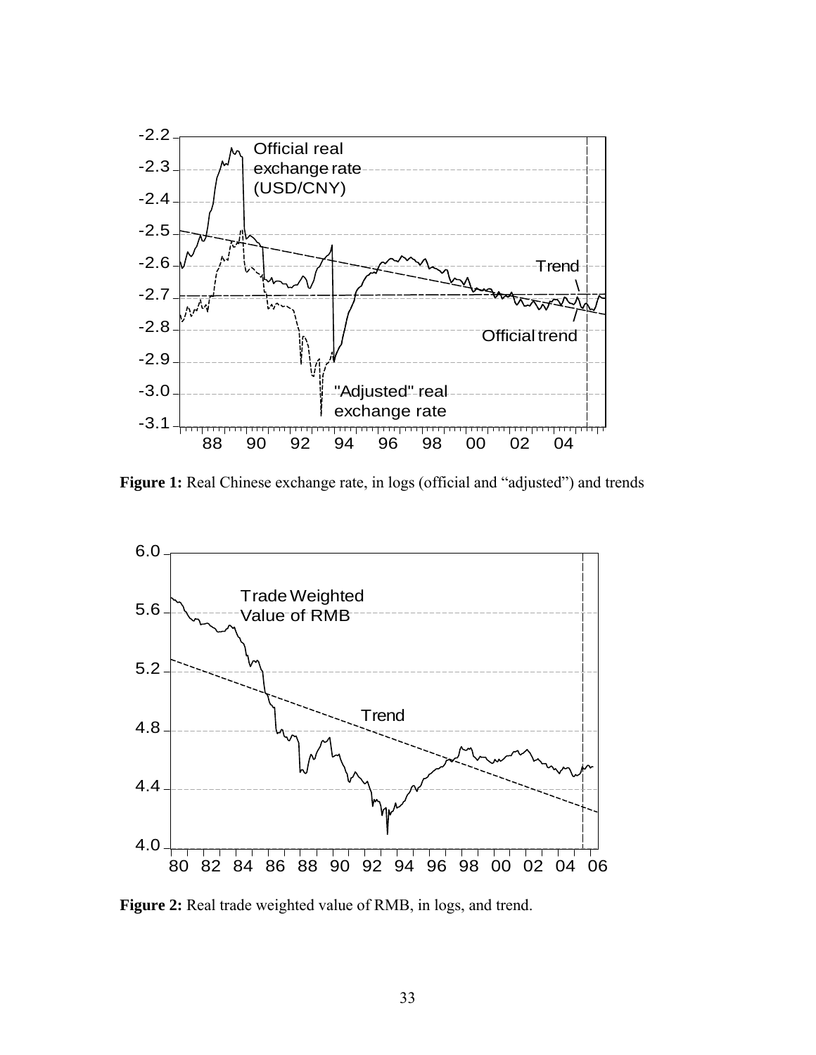**Figure 1:** Real Chinese exchange rate, in logs (official and "adjusted") and trends

**Figure 2:** Real trade weighted value of RMB, in logs, and trend.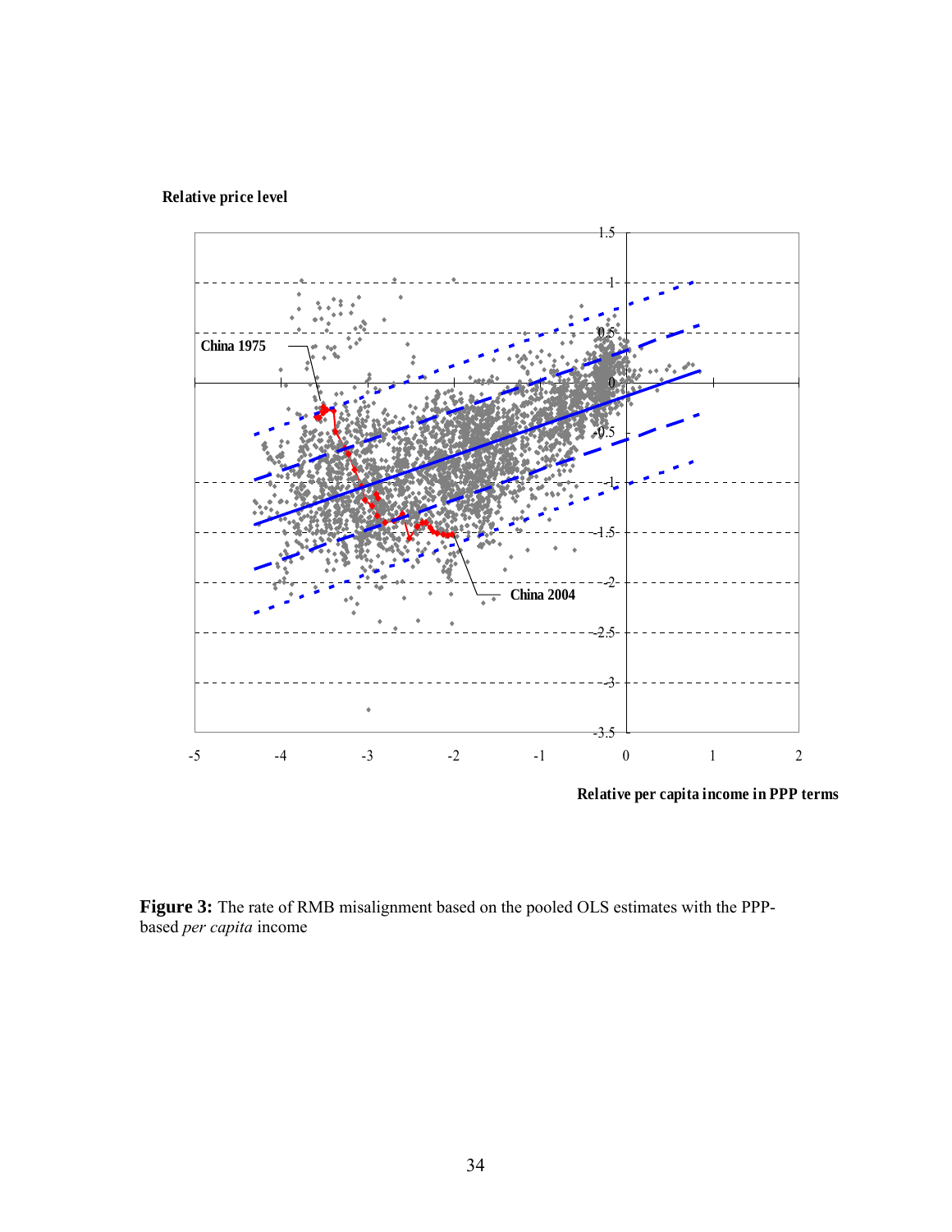Relative price level

China 1975

China 2004

Relative per capita income in PPP terms

**Figure 3:** The rate of RMB misalignment based on the pooled OLS estimates with the PPP-based *per capita* income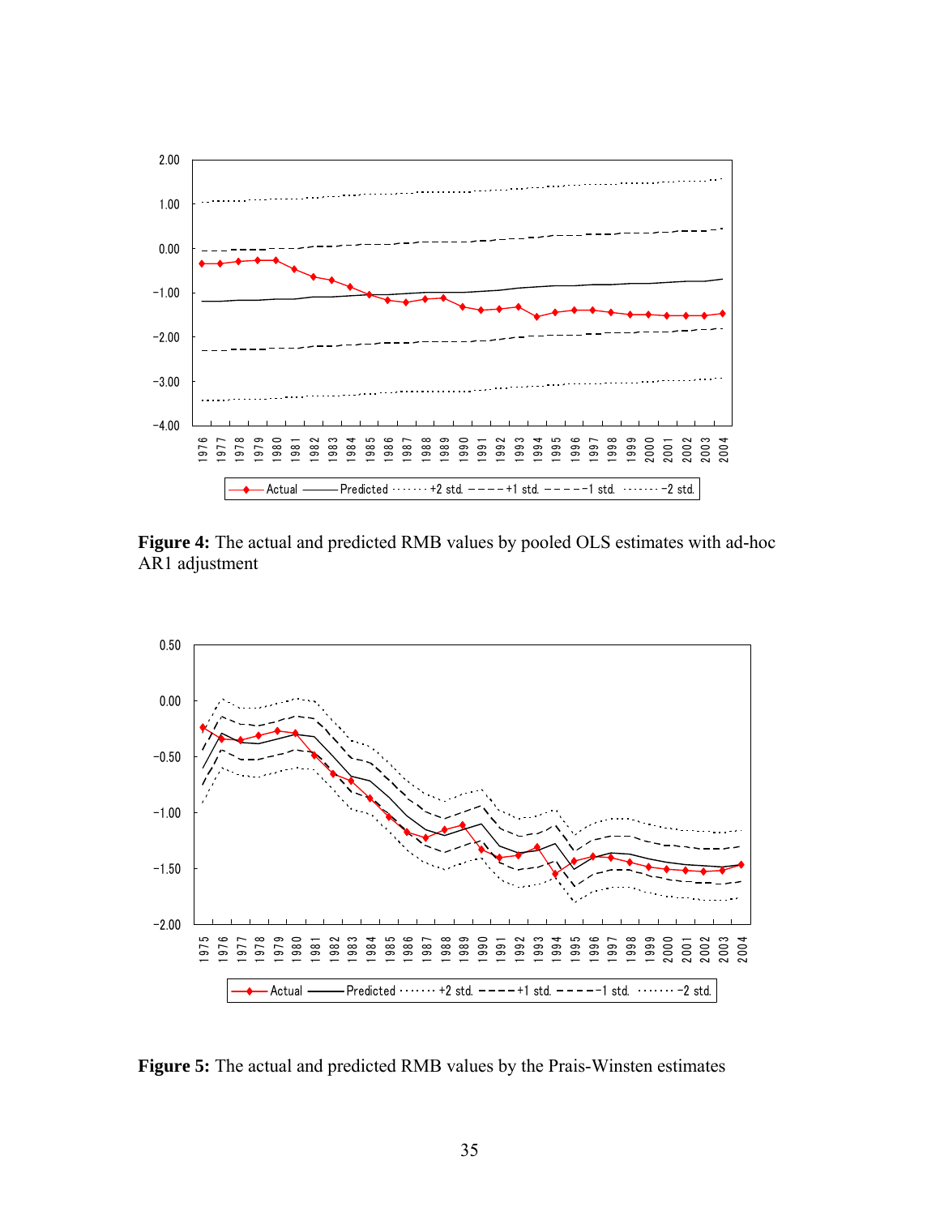2.00
1.00
0.00
−1.00
−2.00
−3.00
−4.00

1976 1977 1978 1979 1980 1981 1982 1983 1984 1985 1986 1987 1988 1989 1990 1991 1992 1993 1994 1995 1996 1997 1998 1999 2000 2001 2002 2003 2004

Actual Predicted +2 std. +1 std. −1 std. −2 std.

**Figure 4:** The actual and predicted RMB values by pooled OLS estimates with ad-hoc AR1 adjustment

0.50
0.00
−0.50
−1.00
−1.50
−2.00

1975 1976 1977 1978 1979 1980 1981 1982 1983 1984 1985 1986 1987 1988 1989 1990 1991 1992 1993 1994 1995 1996 1997 1998 1999 2000 2001 2002 2003 2004

Actual Predicted +2 std. +1 std. −1 std. −2 std.

**Figure 5:** The actual and predicted RMB values by the Prais-Winsten estimates